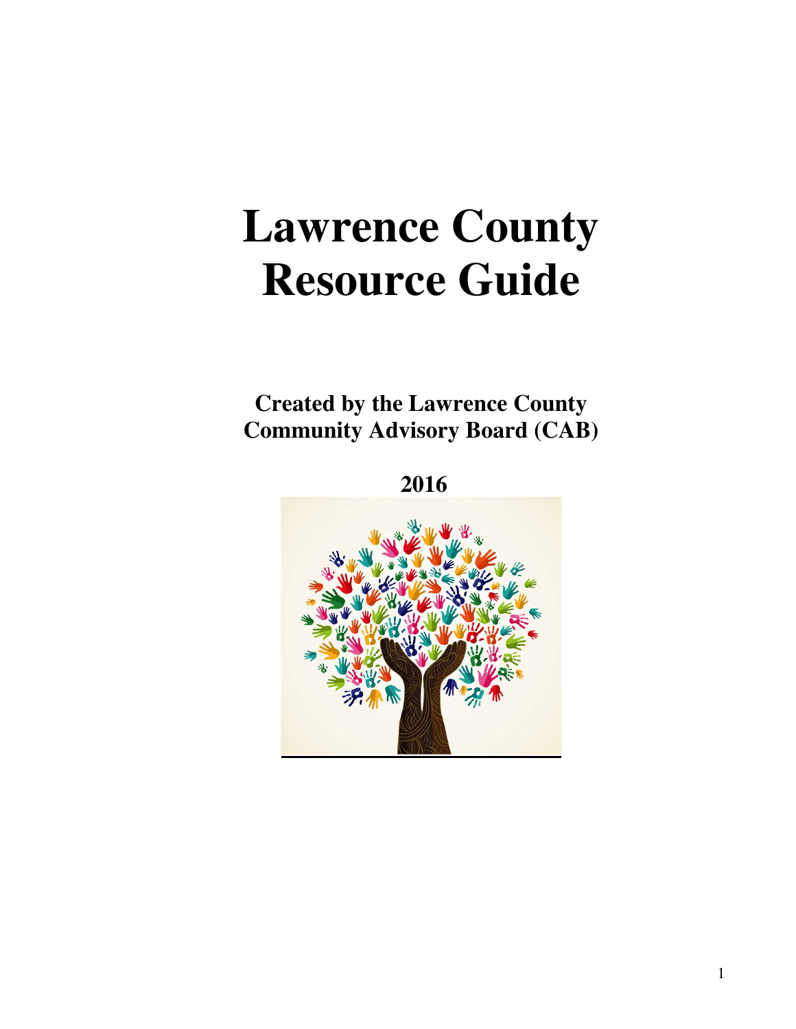# Lawrence County Resource Guide

**Created by the Lawrence County Community Advisory Board (CAB)**

**2016**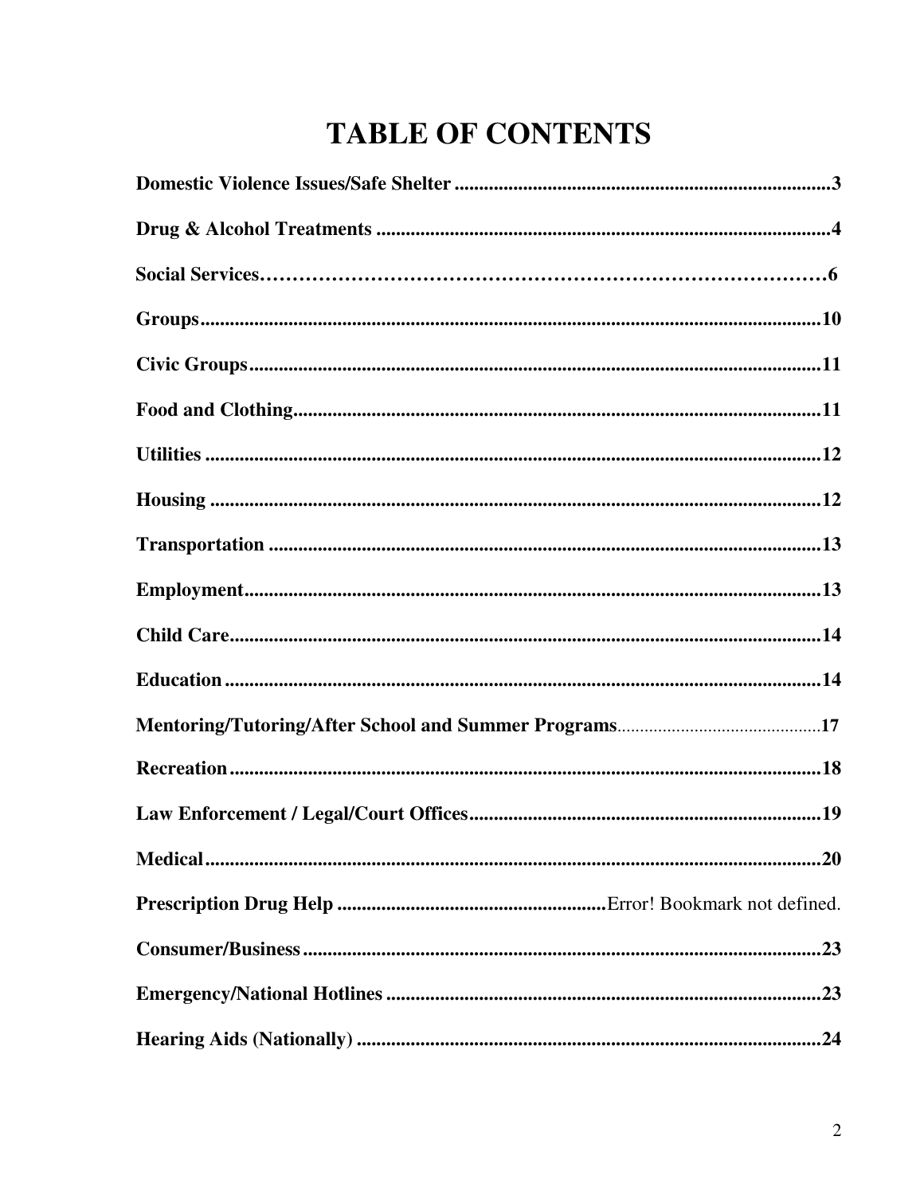# TABLE OF CONTENTS

**Domestic Violence Issues/Safe Shelter** ............................................................................3

**Drug & Alcohol Treatments** ............................................................................................4

**Social Services**……………………………………………………………………………6

**Groups**.............................................................................................................................10

**Civic Groups**....................................................................................................................11

**Food and Clothing**...........................................................................................................11

**Utilities** .............................................................................................................................12

**Housing** ............................................................................................................................12

**Transportation** ................................................................................................................13

**Employment**.....................................................................................................................13

**Child Care**.......................................................................................................................14

**Education** ........................................................................................................................14

**Mentoring/Tutoring/After School and Summer Programs**.............................................17

**Recreation**........................................................................................................................18

**Law Enforcement / Legal/Court Offices**.......................................................................19

**Medical**............................................................................................................................20

**Prescription Drug Help** .....................................................Error! Bookmark not defined.

**Consumer/Business**.........................................................................................................23

**Emergency/National Hotlines** ........................................................................................23

**Hearing Aids (Nationally)** ..............................................................................................24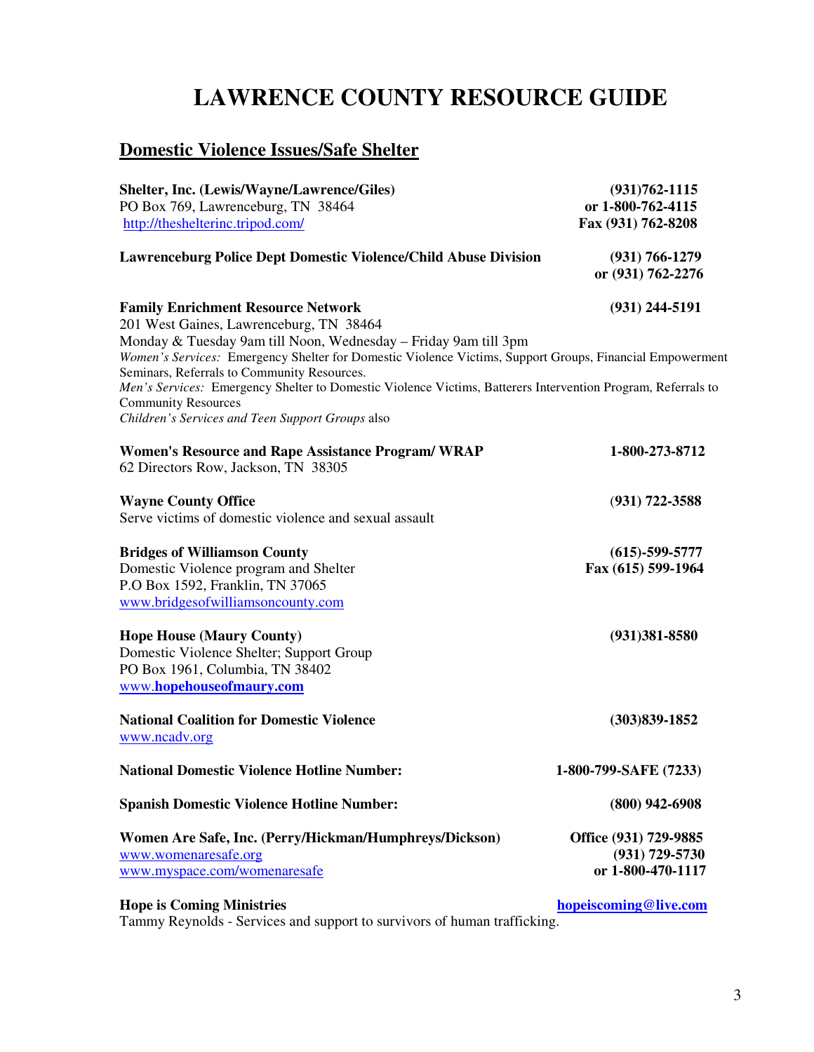# LAWRENCE COUNTY RESOURCE GUIDE

## Domestic Violence Issues/Safe Shelter

**Shelter, Inc. (Lewis/Wayne/Lawrence/Giles)** — **(931)762-1115** **or 1-800-762-4115** **Fax (931) 762-8208**
PO Box 769, Lawrenceburg, TN 38464
http://theshelterinc.tripod.com/

**Lawrenceburg Police Dept Domestic Violence/Child Abuse Division** — **(931) 766-1279** **or (931) 762-2276**

**Family Enrichment Resource Network** — **(931) 244-5191**
201 West Gaines, Lawrenceburg, TN 38464
Monday & Tuesday 9am till Noon, Wednesday – Friday 9am till 3pm
*Women's Services:* Emergency Shelter for Domestic Violence Victims, Support Groups, Financial Empowerment Seminars, Referrals to Community Resources.
*Men's Services:* Emergency Shelter to Domestic Violence Victims, Batterers Intervention Program, Referrals to Community Resources
*Children's Services and Teen Support Groups* also

**Women's Resource and Rape Assistance Program/ WRAP** — **1-800-273-8712**
62 Directors Row, Jackson, TN 38305

**Wayne County Office** — **(931) 722-3588**
Serve victims of domestic violence and sexual assault

**Bridges of Williamson County** — **(615)-599-5777** **Fax (615) 599-1964**
Domestic Violence program and Shelter
P.O Box 1592, Franklin, TN 37065
www.bridgesofwilliamsoncounty.com

**Hope House (Maury County)** — **(931)381-8580**
Domestic Violence Shelter; Support Group
PO Box 1961, Columbia, TN 38402
www.**hopehouseofmaury.com**

**National Coalition for Domestic Violence** — **(303)839-1852**
www.ncadv.org

**National Domestic Violence Hotline Number:** — **1-800-799-SAFE (7233)**

**Spanish Domestic Violence Hotline Number:** — **(800) 942-6908**

**Women Are Safe, Inc. (Perry/Hickman/Humphreys/Dickson)** — **Office (931) 729-9885** **(931) 729-5730** **or 1-800-470-1117**
www.womenaresafe.org
www.myspace.com/womenaresafe

**Hope is Coming Ministries** — **hopeiscoming@live.com**
Tammy Reynolds - Services and support to survivors of human trafficking.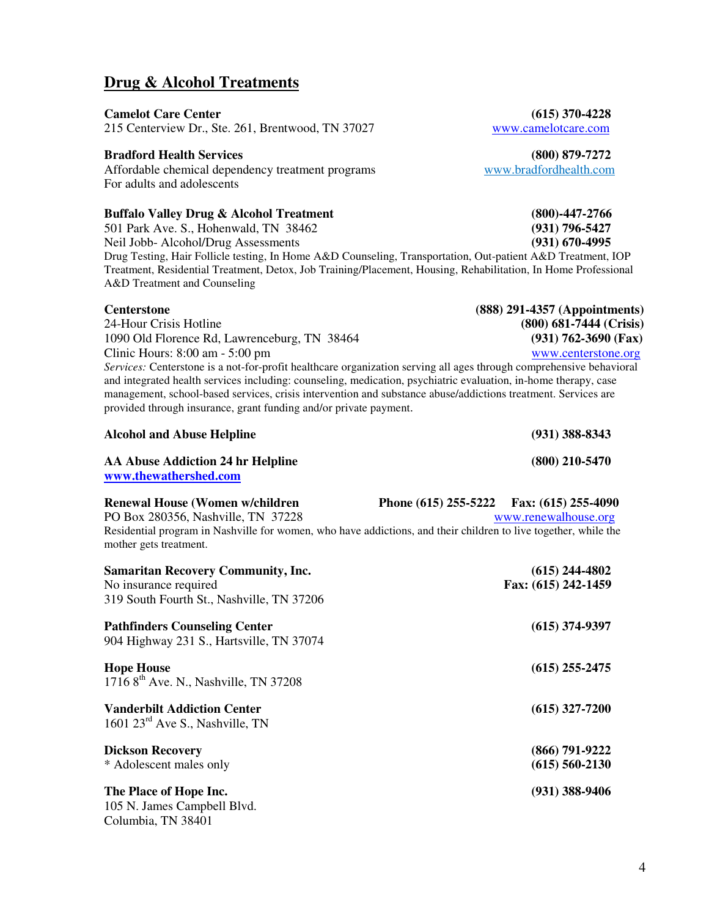## Drug & Alcohol Treatments

**Camelot Care Center** **(615) 370-4228**
215 Centerview Dr., Ste. 261, Brentwood, TN 37027 www.camelotcare.com

**Bradford Health Services** **(800) 879-7272**
Affordable chemical dependency treatment programs www.bradfordhealth.com
For adults and adolescents

**Buffalo Valley Drug & Alcohol Treatment** **(800)-447-2766**
501 Park Ave. S., Hohenwald, TN 38462 **(931) 796-5427**
Neil Jobb- Alcohol/Drug Assessments **(931) 670-4995**
Drug Testing, Hair Follicle testing, In Home A&D Counseling, Transportation, Out-patient A&D Treatment, IOP Treatment, Residential Treatment, Detox, Job Training/Placement, Housing, Rehabilitation, In Home Professional A&D Treatment and Counseling

**Centerstone** **(888) 291-4357 (Appointments)**
24-Hour Crisis Hotline **(800) 681-7444 (Crisis)**
1090 Old Florence Rd, Lawrenceburg, TN 38464 **(931) 762-3690 (Fax)**
Clinic Hours: 8:00 am - 5:00 pm www.centerstone.org
*Services:* Centerstone is a not-for-profit healthcare organization serving all ages through comprehensive behavioral and integrated health services including: counseling, medication, psychiatric evaluation, in-home therapy, case management, school-based services, crisis intervention and substance abuse/addictions treatment. Services are provided through insurance, grant funding and/or private payment.

**Alcohol and Abuse Helpline** **(931) 388-8343**

**AA Abuse Addiction 24 hr Helpline** **(800) 210-5470**
**www.thewathershed.com**

**Renewal House (Women w/children** **Phone (615) 255-5222 Fax: (615) 255-4090**
PO Box 280356, Nashville, TN 37228 www.renewalhouse.org
Residential program in Nashville for women, who have addictions, and their children to live together, while the mother gets treatment.

**Samaritan Recovery Community, Inc.** **(615) 244-4802**
No insurance required **Fax: (615) 242-1459**
319 South Fourth St., Nashville, TN 37206

**Pathfinders Counseling Center** **(615) 374-9397**
904 Highway 231 S., Hartsville, TN 37074

**Hope House** **(615) 255-2475**
1716 8th Ave. N., Nashville, TN 37208

**Vanderbilt Addiction Center** **(615) 327-7200**
1601 23rd Ave S., Nashville, TN

**Dickson Recovery** **(866) 791-9222**
* Adolescent males only **(615) 560-2130**

**The Place of Hope Inc.** **(931) 388-9406**
105 N. James Campbell Blvd.
Columbia, TN 38401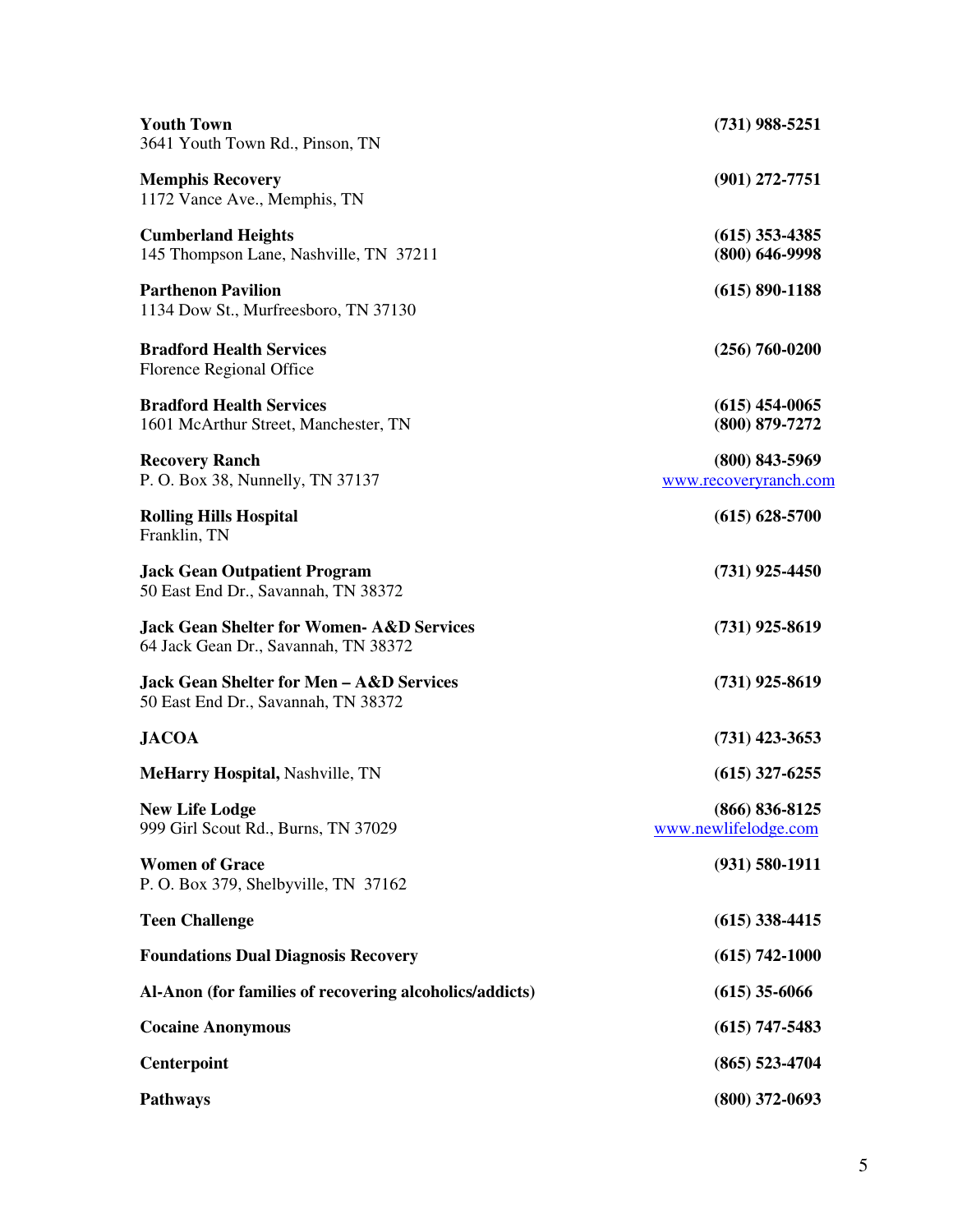**Youth Town** **(731) 988-5251**
3641 Youth Town Rd., Pinson, TN

**Memphis Recovery** **(901) 272-7751**
1172 Vance Ave., Memphis, TN

**Cumberland Heights** **(615) 353-4385**
145 Thompson Lane, Nashville, TN 37211 **(800) 646-9998**

**Parthenon Pavilion** **(615) 890-1188**
1134 Dow St., Murfreesboro, TN 37130

**Bradford Health Services** **(256) 760-0200**
Florence Regional Office

**Bradford Health Services** **(615) 454-0065**
1601 McArthur Street, Manchester, TN **(800) 879-7272**

**Recovery Ranch** **(800) 843-5969**
P. O. Box 38, Nunnelly, TN 37137 www.recoveryranch.com

**Rolling Hills Hospital** **(615) 628-5700**
Franklin, TN

**Jack Gean Outpatient Program** **(731) 925-4450**
50 East End Dr., Savannah, TN 38372

**Jack Gean Shelter for Women- A&D Services** **(731) 925-8619**
64 Jack Gean Dr., Savannah, TN 38372

**Jack Gean Shelter for Men – A&D Services** **(731) 925-8619**
50 East End Dr., Savannah, TN 38372

**JACOA** **(731) 423-3653**

**MeHarry Hospital,** Nashville, TN **(615) 327-6255**

**New Life Lodge** **(866) 836-8125**
999 Girl Scout Rd., Burns, TN 37029 www.newlifelodge.com

**Women of Grace** **(931) 580-1911**
P. O. Box 379, Shelbyville, TN 37162

**Teen Challenge** **(615) 338-4415**

**Foundations Dual Diagnosis Recovery** **(615) 742-1000**

**Al-Anon (for families of recovering alcoholics/addicts)** **(615) 35-6066**

**Cocaine Anonymous** **(615) 747-5483**

**Centerpoint** **(865) 523-4704**

**Pathways** **(800) 372-0693**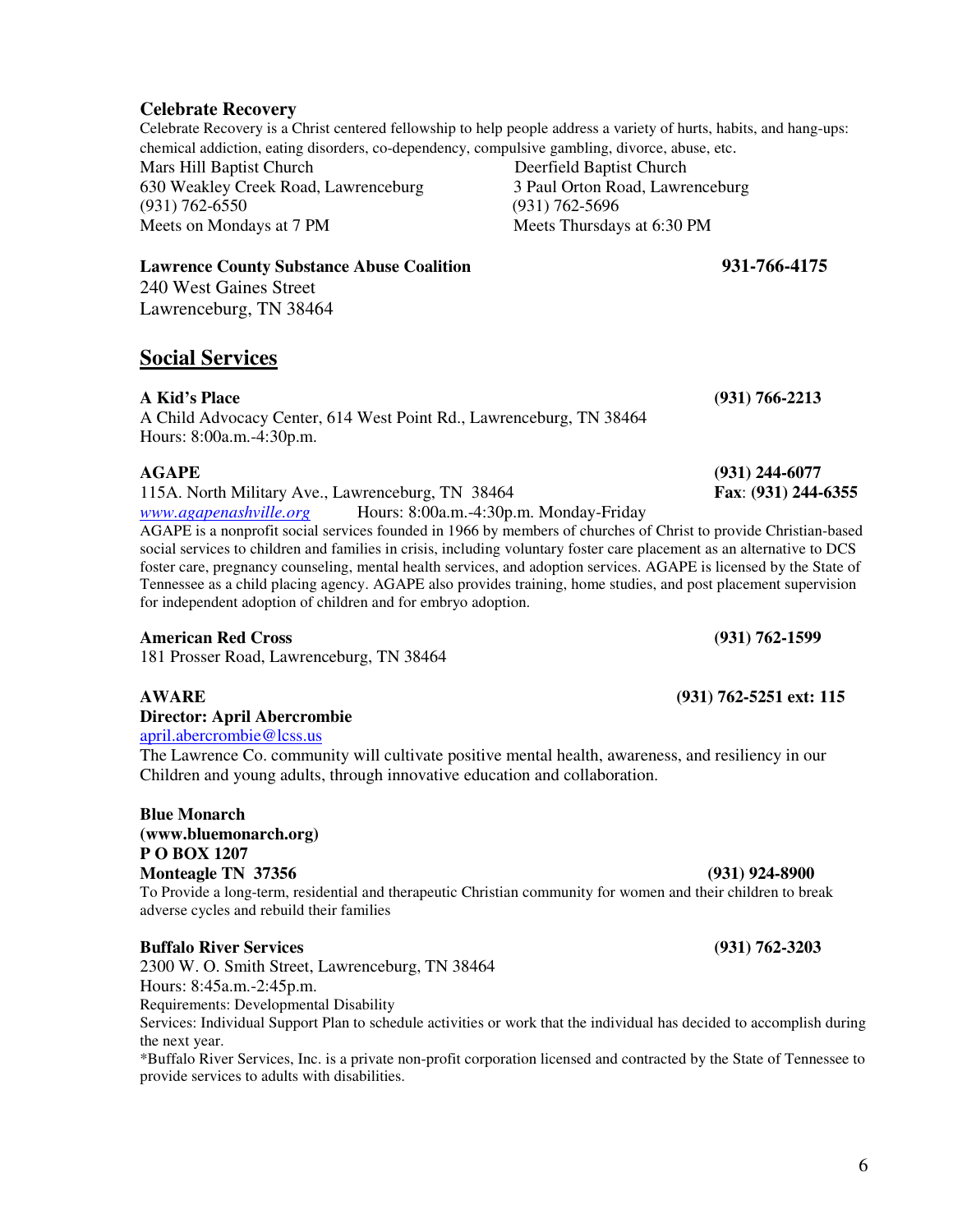**Celebrate Recovery**

Celebrate Recovery is a Christ centered fellowship to help people address a variety of hurts, habits, and hang-ups: chemical addiction, eating disorders, co-dependency, compulsive gambling, divorce, abuse, etc.

Mars Hill Baptist Church
630 Weakley Creek Road, Lawrenceburg
(931) 762-6550
Meets on Mondays at 7 PM

Deerfield Baptist Church
3 Paul Orton Road, Lawrenceburg
(931) 762-5696
Meets Thursdays at 6:30 PM

**Lawrence County Substance Abuse Coalition** **931-766-4175**
240 West Gaines Street
Lawrenceburg, TN 38464

## Social Services

**A Kid's Place** **(931) 766-2213**
A Child Advocacy Center, 614 West Point Rd., Lawrenceburg, TN 38464
Hours: 8:00a.m.-4:30p.m.

**AGAPE** **(931) 244-6077**
115A. North Military Ave., Lawrenceburg, TN 38464 **Fax**: **(931) 244-6355**
www.agapenashville.org Hours: 8:00a.m.-4:30p.m. Monday-Friday
AGAPE is a nonprofit social services founded in 1966 by members of churches of Christ to provide Christian-based social services to children and families in crisis, including voluntary foster care placement as an alternative to DCS foster care, pregnancy counseling, mental health services, and adoption services. AGAPE is licensed by the State of Tennessee as a child placing agency. AGAPE also provides training, home studies, and post placement supervision for independent adoption of children and for embryo adoption.

**American Red Cross** **(931) 762-1599**
181 Prosser Road, Lawrenceburg, TN 38464

**AWARE** **(931) 762-5251 ext: 115**
**Director: April Abercrombie**
april.abercrombie@lcss.us
The Lawrence Co. community will cultivate positive mental health, awareness, and resiliency in our Children and young adults, through innovative education and collaboration.

**Blue Monarch**
**(www.bluemonarch.org)**
**P O BOX 1207**
**Monteagle TN 37356** **(931) 924-8900**
To Provide a long-term, residential and therapeutic Christian community for women and their children to break adverse cycles and rebuild their families

**Buffalo River Services** **(931) 762-3203**
2300 W. O. Smith Street, Lawrenceburg, TN 38464
Hours: 8:45a.m.-2:45p.m.
Requirements: Developmental Disability
Services: Individual Support Plan to schedule activities or work that the individual has decided to accomplish during the next year.
*Buffalo River Services, Inc. is a private non-profit corporation licensed and contracted by the State of Tennessee to provide services to adults with disabilities.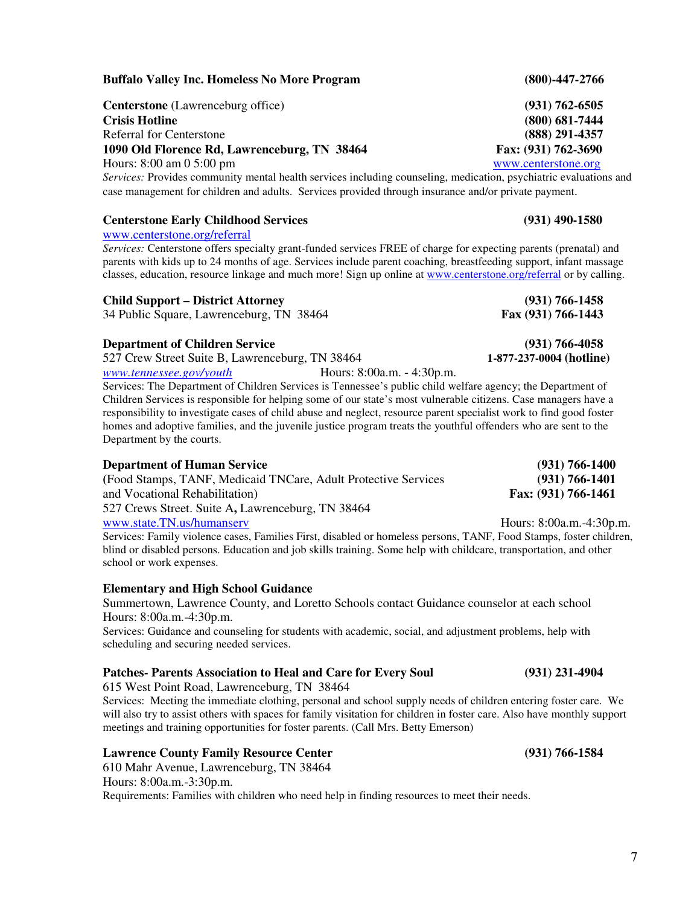**Buffalo Valley Inc. Homeless No More Program** **(800)-447-2766**

**Centerstone** (Lawrenceburg office) **(931) 762-6505**
**Crisis Hotline** **(800) 681-7444**
Referral for Centerstone **(888) 291-4357**
**1090 Old Florence Rd, Lawrenceburg, TN 38464** **Fax: (931) 762-3690**
Hours: 8:00 am 0 5:00 pm www.centerstone.org
*Services:* Provides community mental health services including counseling, medication, psychiatric evaluations and case management for children and adults. Services provided through insurance and/or private payment.

**Centerstone Early Childhood Services** **(931) 490-1580**
www.centerstone.org/referral
*Services:* Centerstone offers specialty grant-funded services FREE of charge for expecting parents (prenatal) and parents with kids up to 24 months of age. Services include parent coaching, breastfeeding support, infant massage classes, education, resource linkage and much more! Sign up online at www.centerstone.org/referral or by calling.

**Child Support – District Attorney** **(931) 766-1458**
34 Public Square, Lawrenceburg, TN 38464 **Fax (931) 766-1443**

**Department of Children Service** **(931) 766-4058**
527 Crew Street Suite B, Lawrenceburg, TN 38464 **1-877-237-0004 (hotline)**
*www.tennessee.gov/youth* Hours: 8:00a.m. - 4:30p.m.
Services: The Department of Children Services is Tennessee's public child welfare agency; the Department of Children Services is responsible for helping some of our state's most vulnerable citizens. Case managers have a responsibility to investigate cases of child abuse and neglect, resource parent specialist work to find good foster homes and adoptive families, and the juvenile justice program treats the youthful offenders who are sent to the Department by the courts.

**Department of Human Service** **(931) 766-1400**
(Food Stamps, TANF, Medicaid TNCare, Adult Protective Services **(931) 766-1401**
and Vocational Rehabilitation) **Fax: (931) 766-1461**
527 Crews Street. Suite A**,** Lawrenceburg, TN 38464
www.state.TN.us/humanserv Hours: 8:00a.m.-4:30p.m.
Services: Family violence cases, Families First, disabled or homeless persons, TANF, Food Stamps, foster children, blind or disabled persons. Education and job skills training. Some help with childcare, transportation, and other school or work expenses.

**Elementary and High School Guidance**
Summertown, Lawrence County, and Loretto Schools contact Guidance counselor at each school
Hours: 8:00a.m.-4:30p.m.
Services: Guidance and counseling for students with academic, social, and adjustment problems, help with scheduling and securing needed services.

**Patches- Parents Association to Heal and Care for Every Soul** **(931) 231-4904**
615 West Point Road, Lawrenceburg, TN 38464
Services: Meeting the immediate clothing, personal and school supply needs of children entering foster care. We will also try to assist others with spaces for family visitation for children in foster care. Also have monthly support meetings and training opportunities for foster parents. (Call Mrs. Betty Emerson)

**Lawrence County Family Resource Center** **(931) 766-1584**
610 Mahr Avenue, Lawrenceburg, TN 38464
Hours: 8:00a.m.-3:30p.m.
Requirements: Families with children who need help in finding resources to meet their needs.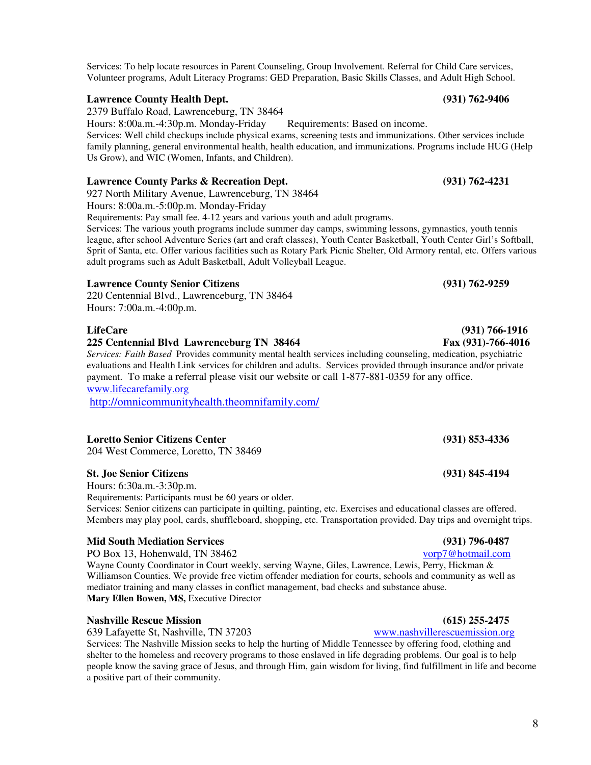Services: To help locate resources in Parent Counseling, Group Involvement. Referral for Child Care services, Volunteer programs, Adult Literacy Programs: GED Preparation, Basic Skills Classes, and Adult High School.

**Lawrence County Health Dept.** **(931) 762-9406**
2379 Buffalo Road, Lawrenceburg, TN 38464
Hours: 8:00a.m.-4:30p.m. Monday-Friday Requirements: Based on income.
Services: Well child checkups include physical exams, screening tests and immunizations. Other services include family planning, general environmental health, health education, and immunizations. Programs include HUG (Help Us Grow), and WIC (Women, Infants, and Children).

**Lawrence County Parks & Recreation Dept.** **(931) 762-4231**
927 North Military Avenue, Lawrenceburg, TN 38464
Hours: 8:00a.m.-5:00p.m. Monday-Friday
Requirements: Pay small fee. 4-12 years and various youth and adult programs.
Services: The various youth programs include summer day camps, swimming lessons, gymnastics, youth tennis league, after school Adventure Series (art and craft classes), Youth Center Basketball, Youth Center Girl's Softball, Sprit of Santa, etc. Offer various facilities such as Rotary Park Picnic Shelter, Old Armory rental, etc. Offers various adult programs such as Adult Basketball, Adult Volleyball League.

**Lawrence County Senior Citizens** **(931) 762-9259**
220 Centennial Blvd., Lawrenceburg, TN 38464
Hours: 7:00a.m.-4:00p.m.

**LifeCare** **(931) 766-1916**
**225 Centennial Blvd Lawrenceburg TN 38464** **Fax (931)-766-4016**
*Services: Faith Based* Provides community mental health services including counseling, medication, psychiatric evaluations and Health Link services for children and adults. Services provided through insurance and/or private payment. To make a referral please visit our website or call 1-877-881-0359 for any office.
www.lifecarefamily.org
http://omnicommunityhealth.theomnifamily.com/

**Loretto Senior Citizens Center** **(931) 853-4336**
204 West Commerce, Loretto, TN 38469

**St. Joe Senior Citizens** **(931) 845-4194**
Hours: 6:30a.m.-3:30p.m.
Requirements: Participants must be 60 years or older.
Services: Senior citizens can participate in quilting, painting, etc. Exercises and educational classes are offered. Members may play pool, cards, shuffleboard, shopping, etc. Transportation provided. Day trips and overnight trips.

**Mid South Mediation Services** **(931) 796-0487**
PO Box 13, Hohenwald, TN 38462 vorp7@hotmail.com
Wayne County Coordinator in Court weekly, serving Wayne, Giles, Lawrence, Lewis, Perry, Hickman & Williamson Counties. We provide free victim offender mediation for courts, schools and community as well as mediator training and many classes in conflict management, bad checks and substance abuse.
**Mary Ellen Bowen, MS,** Executive Director

**Nashville Rescue Mission** **(615) 255-2475**
639 Lafayette St, Nashville, TN 37203 www.nashvillerescuemission.org
Services: The Nashville Mission seeks to help the hurting of Middle Tennessee by offering food, clothing and shelter to the homeless and recovery programs to those enslaved in life degrading problems. Our goal is to help people know the saving grace of Jesus, and through Him, gain wisdom for living, find fulfillment in life and become a positive part of their community.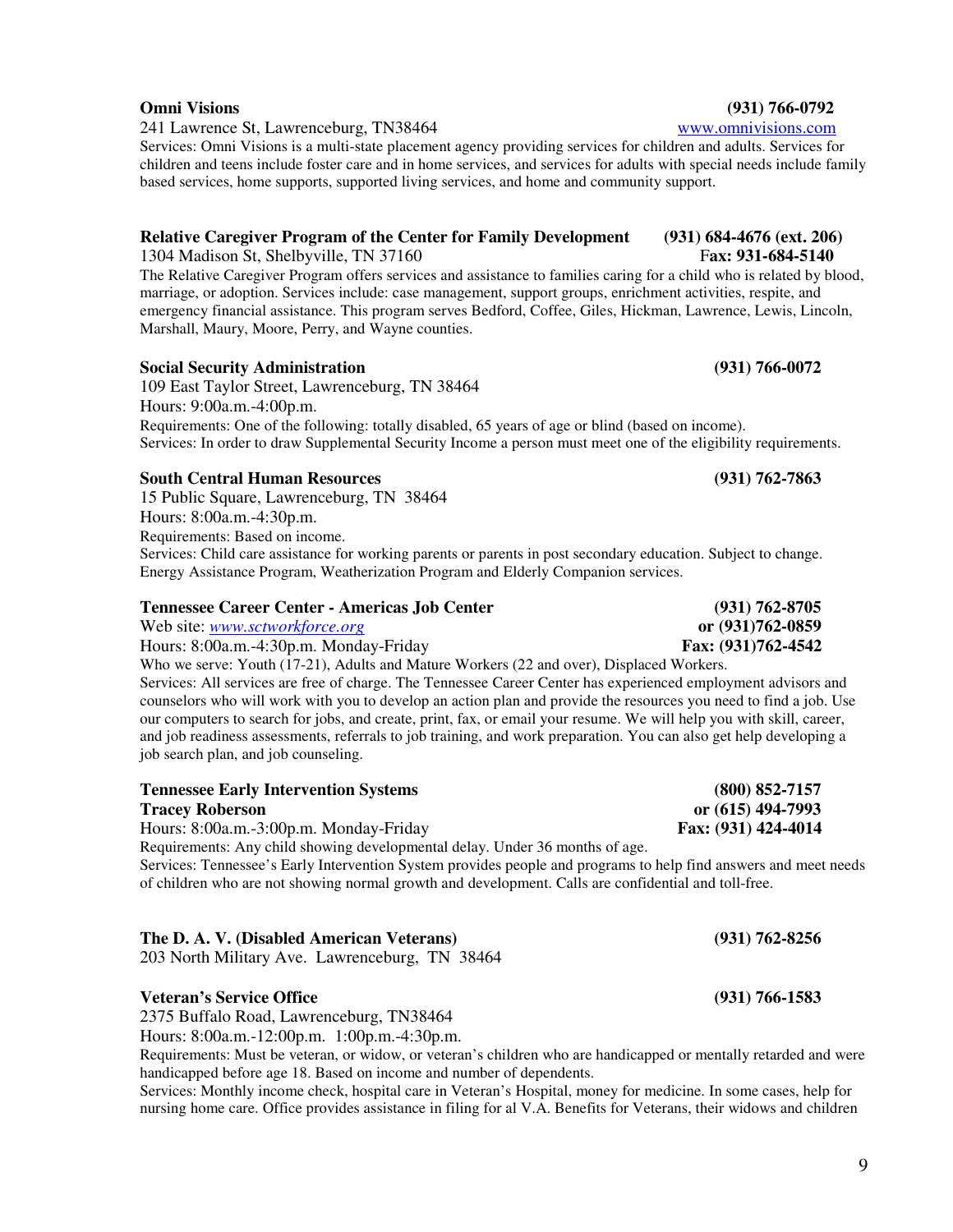**Omni Visions** (931) 766-0792

241 Lawrence St, Lawrenceburg, TN38464 www.omnivisions.com

Services: Omni Visions is a multi-state placement agency providing services for children and adults. Services for children and teens include foster care and in home services, and services for adults with special needs include family based services, home supports, supported living services, and home and community support.

**Relative Caregiver Program of the Center for Family Development** (931) 684-4676 (ext. 206)

1304 Madison St, Shelbyville, TN 37160 **Fax: 931-684-5140**

The Relative Caregiver Program offers services and assistance to families caring for a child who is related by blood, marriage, or adoption. Services include: case management, support groups, enrichment activities, respite, and emergency financial assistance. This program serves Bedford, Coffee, Giles, Hickman, Lawrence, Lewis, Lincoln, Marshall, Maury, Moore, Perry, and Wayne counties.

**Social Security Administration** (931) 766-0072

109 East Taylor Street, Lawrenceburg, TN 38464

Hours: 9:00a.m.-4:00p.m.

Requirements: One of the following: totally disabled, 65 years of age or blind (based on income).

Services: In order to draw Supplemental Security Income a person must meet one of the eligibility requirements.

**South Central Human Resources** (931) 762-7863

15 Public Square, Lawrenceburg, TN 38464

Hours: 8:00a.m.-4:30p.m.

Requirements: Based on income.

Services: Child care assistance for working parents or parents in post secondary education. Subject to change. Energy Assistance Program, Weatherization Program and Elderly Companion services.

**Tennessee Career Center - Americas Job Center** (931) 762-8705

Web site: *www.sctworkforce.org* **or (931)762-0859**

Hours: 8:00a.m.-4:30p.m. Monday-Friday **Fax: (931)762-4542**

Who we serve: Youth (17-21), Adults and Mature Workers (22 and over), Displaced Workers.

Services: All services are free of charge. The Tennessee Career Center has experienced employment advisors and counselors who will work with you to develop an action plan and provide the resources you need to find a job. Use our computers to search for jobs, and create, print, fax, or email your resume. We will help you with skill, career, and job readiness assessments, referrals to job training, and work preparation. You can also get help developing a job search plan, and job counseling.

**Tennessee Early Intervention Systems** (800) 852-7157

**Tracey Roberson** **or (615) 494-7993**

Hours: 8:00a.m.-3:00p.m. Monday-Friday **Fax: (931) 424-4014**

Requirements: Any child showing developmental delay. Under 36 months of age.

Services: Tennessee's Early Intervention System provides people and programs to help find answers and meet needs of children who are not showing normal growth and development. Calls are confidential and toll-free.

**The D. A. V. (Disabled American Veterans)** (931) 762-8256

203 North Military Ave. Lawrenceburg, TN 38464

**Veteran's Service Office** (931) 766-1583

2375 Buffalo Road, Lawrenceburg, TN38464

Hours: 8:00a.m.-12:00p.m. 1:00p.m.-4:30p.m.

Requirements: Must be veteran, or widow, or veteran's children who are handicapped or mentally retarded and were handicapped before age 18. Based on income and number of dependents.

Services: Monthly income check, hospital care in Veteran's Hospital, money for medicine. In some cases, help for nursing home care. Office provides assistance in filing for al V.A. Benefits for Veterans, their widows and children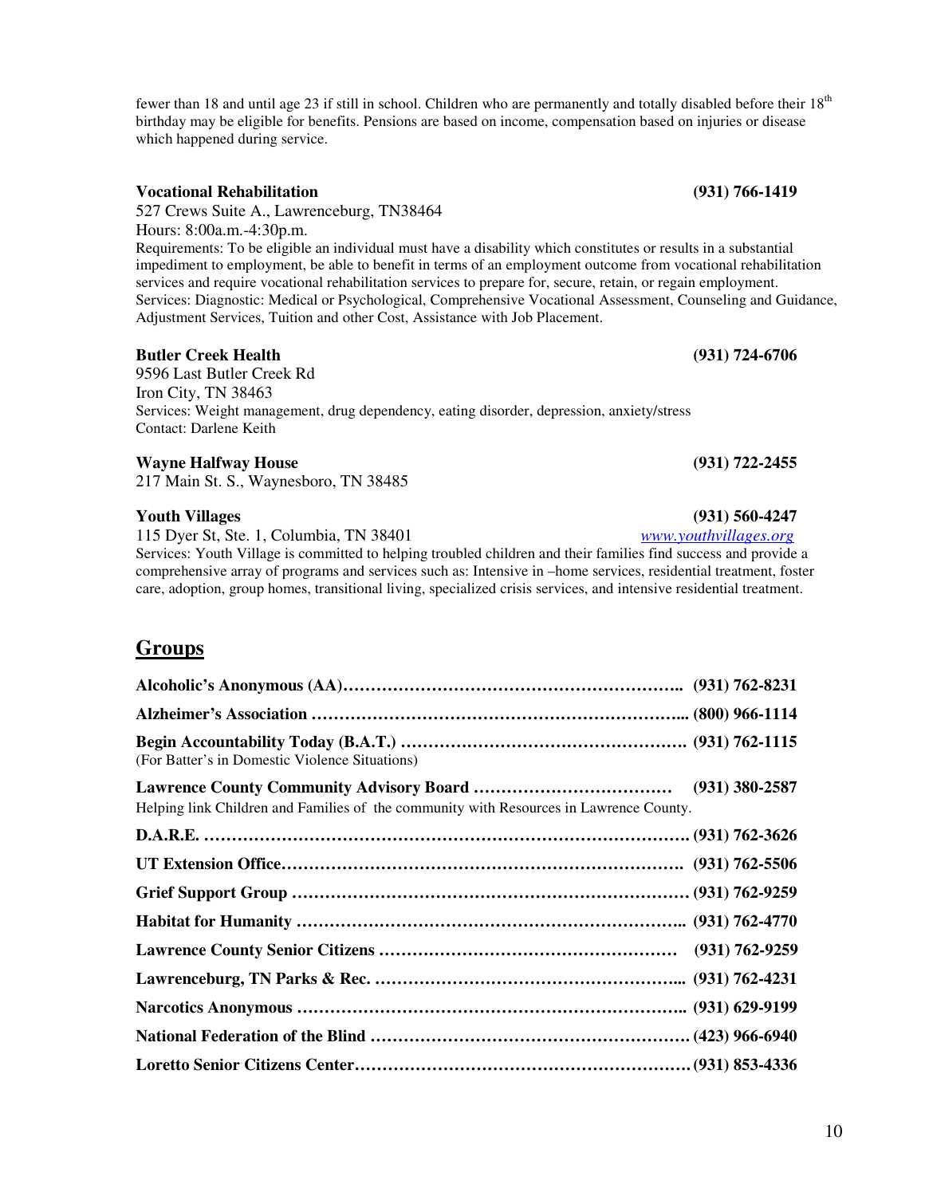fewer than 18 and until age 23 if still in school. Children who are permanently and totally disabled before their 18th birthday may be eligible for benefits. Pensions are based on income, compensation based on injuries or disease which happened during service.

**Vocational Rehabilitation** **(931) 766-1419**
527 Crews Suite A., Lawrenceburg, TN38464
Hours: 8:00a.m.-4:30p.m.
Requirements: To be eligible an individual must have a disability which constitutes or results in a substantial impediment to employment, be able to benefit in terms of an employment outcome from vocational rehabilitation services and require vocational rehabilitation services to prepare for, secure, retain, or regain employment.
Services: Diagnostic: Medical or Psychological, Comprehensive Vocational Assessment, Counseling and Guidance, Adjustment Services, Tuition and other Cost, Assistance with Job Placement.

**Butler Creek Health** **(931) 724-6706**
9596 Last Butler Creek Rd
Iron City, TN 38463
Services: Weight management, drug dependency, eating disorder, depression, anxiety/stress
Contact: Darlene Keith

**Wayne Halfway House** **(931) 722-2455**
217 Main St. S., Waynesboro, TN 38485

**Youth Villages** **(931) 560-4247**
115 Dyer St, Ste. 1, Columbia, TN 38401 *www.youthvillages.org*
Services: Youth Village is committed to helping troubled children and their families find success and provide a comprehensive array of programs and services such as: Intensive in –home services, residential treatment, foster care, adoption, group homes, transitional living, specialized crisis services, and intensive residential treatment.

## Groups

**Alcoholic's Anonymous (AA)……………………………………………………….. (931) 762-8231**

**Alzheimer's Association …………………………………………………………... (800) 966-1114**

**Begin Accountability Today (B.A.T.) …………………………………………… (931) 762-1115**
(For Batter's in Domestic Violence Situations)

**Lawrence County Community Advisory Board ……………………………… (931) 380-2587**
Helping link Children and Families of the community with Resources in Lawrence County.

**D.A.R.E. ……………………………………………………………………………. (931) 762-3626**

**UT Extension Office……………………………………………………………. (931) 762-5506**

**Grief Support Group …………………………………………………………… (931) 762-9259**

**Habitat for Humanity ………………………………………………………….. (931) 762-4770**

**Lawrence County Senior Citizens ……………………………………………… (931) 762-9259**

**Lawrenceburg, TN Parks & Rec. ……………………………………………... (931) 762-4231**

**Narcotics Anonymous …………………………………………………………... (931) 629-9199**

**National Federation of the Blind ……………………………………………… (423) 966-6940**

**Loretto Senior Citizens Center………………………………………………… (931) 853-4336**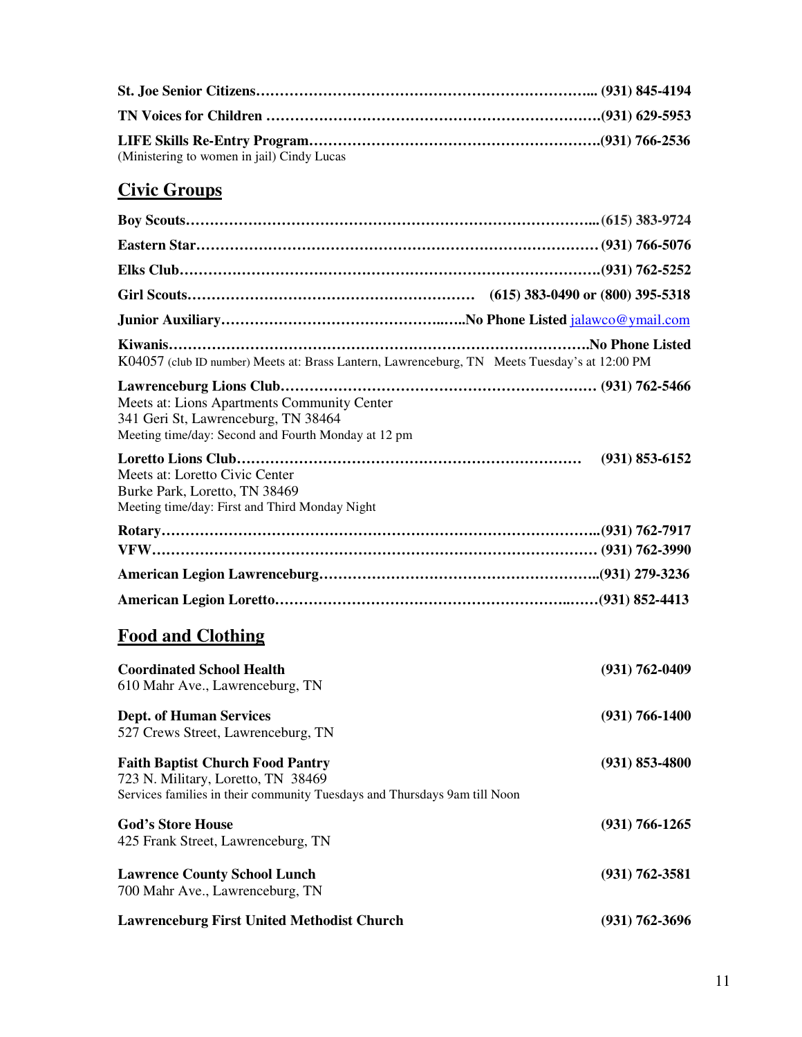**St. Joe Senior Citizens……………………………………………………………... (931) 845-4194**

**TN Voices for Children ……………………………………………………………….(931) 629-5953**

**LIFE Skills Re-Entry Program…………………………………………………….(931) 766-2536**
(Ministering to women in jail) Cindy Lucas

## Civic Groups

**Boy Scouts…………………………………………………………………………...(615) 383-9724**

**Eastern Star………………………………………………………………………… (931) 766-5076**

**Elks Club……………………………………………………………………………(931) 762-5252**

**Girl Scouts…………………………………………………… (615) 383-0490 or (800) 395-5318**

**Junior Auxiliary…………………………………………...…..No Phone Listed** jalawco@ymail.com

**Kiwanis……………………………………………………………………………No Phone Listed**
K04057 (club ID number) Meets at: Brass Lantern, Lawrenceburg, TN Meets Tuesday's at 12:00 PM

**Lawrenceburg Lions Club………………………………………………………… (931) 762-5466**
Meets at: Lions Apartments Community Center
341 Geri St, Lawrenceburg, TN 38464
Meeting time/day: Second and Fourth Monday at 12 pm

**Loretto Lions Club……………………………………………………………… (931) 853-6152**
Meets at: Loretto Civic Center
Burke Park, Loretto, TN 38469
Meeting time/day: First and Third Monday Night

**Rotary………………………………………………………………………………...(931) 762-7917**
**VFW………………………………………………………………………………… (931) 762-3990**

**American Legion Lawrenceburg…………………………………………………..(931) 279-3236**

**American Legion Loretto…………………………………………………..……(931) 852-4413**

## Food and Clothing

**Coordinated School Health** **(931) 762-0409**
610 Mahr Ave., Lawrenceburg, TN

**Dept. of Human Services** **(931) 766-1400**
527 Crews Street, Lawrenceburg, TN

**Faith Baptist Church Food Pantry** **(931) 853-4800**
723 N. Military, Loretto, TN 38469
Services families in their community Tuesdays and Thursdays 9am till Noon

**God's Store House** **(931) 766-1265**
425 Frank Street, Lawrenceburg, TN

**Lawrence County School Lunch** **(931) 762-3581**
700 Mahr Ave., Lawrenceburg, TN

**Lawrenceburg First United Methodist Church** **(931) 762-3696**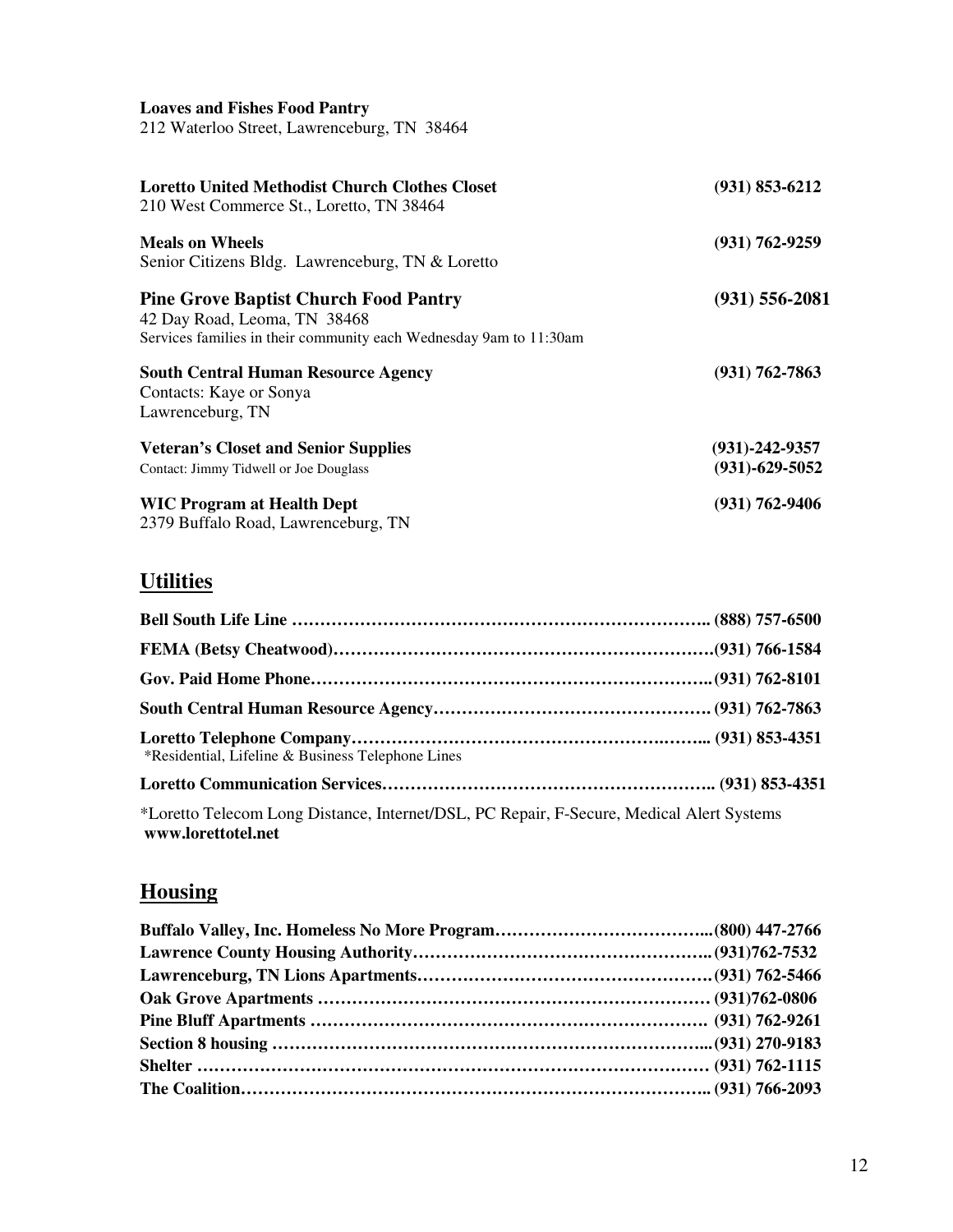**Loaves and Fishes Food Pantry**
212 Waterloo Street, Lawrenceburg, TN 38464

**Loretto United Methodist Church Clothes Closet** **(931) 853-6212**
210 West Commerce St., Loretto, TN 38464

**Meals on Wheels** **(931) 762-9259**
Senior Citizens Bldg. Lawrenceburg, TN & Loretto

**Pine Grove Baptist Church Food Pantry** **(931) 556-2081**
42 Day Road, Leoma, TN 38468
Services families in their community each Wednesday 9am to 11:30am

**South Central Human Resource Agency** **(931) 762-7863**
Contacts: Kaye or Sonya
Lawrenceburg, TN

**Veteran's Closet and Senior Supplies** **(931)-242-9357** **(931)-629-5052**
Contact: Jimmy Tidwell or Joe Douglass

**WIC Program at Health Dept** **(931) 762-9406**
2379 Buffalo Road, Lawrenceburg, TN

## Utilities

**Bell South Life Line ………………………………………………………………….. (888) 757-6500**

**FEMA (Betsy Cheatwood)……………………………………………………….(931) 766-1584**

**Gov. Paid Home Phone……………………………………………………………..(931) 762-8101**

**South Central Human Resource Agency………………………………………. (931) 762-7863**

**Loretto Telephone Company……………………………………………….…….. (931) 853-4351**
*Residential, Lifeline & Business Telephone Lines

**Loretto Communication Services………………………………………………….. (931) 853-4351**

*Loretto Telecom Long Distance, Internet/DSL, PC Repair, F-Secure, Medical Alert Systems
**www.lorettotel.net**

## Housing

**Buffalo Valley, Inc. Homeless No More Program………………………………...(800) 447-2766**
**Lawrence County Housing Authority……………………………………………..(931)762-7532**
**Lawrenceburg, TN Lions Apartments…………………………………………….(931) 762-5466**
**Oak Grove Apartments …………………………………………………………… (931)762-0806**
**Pine Bluff Apartments ……………………………………………………………. (931) 762-9261**
**Section 8 housing …………………………………………………………………...(931) 270-9183**
**Shelter ……………………………………………………………………………… (931) 762-1115**
**The Coalition……………………………………………………………………….. (931) 766-2093**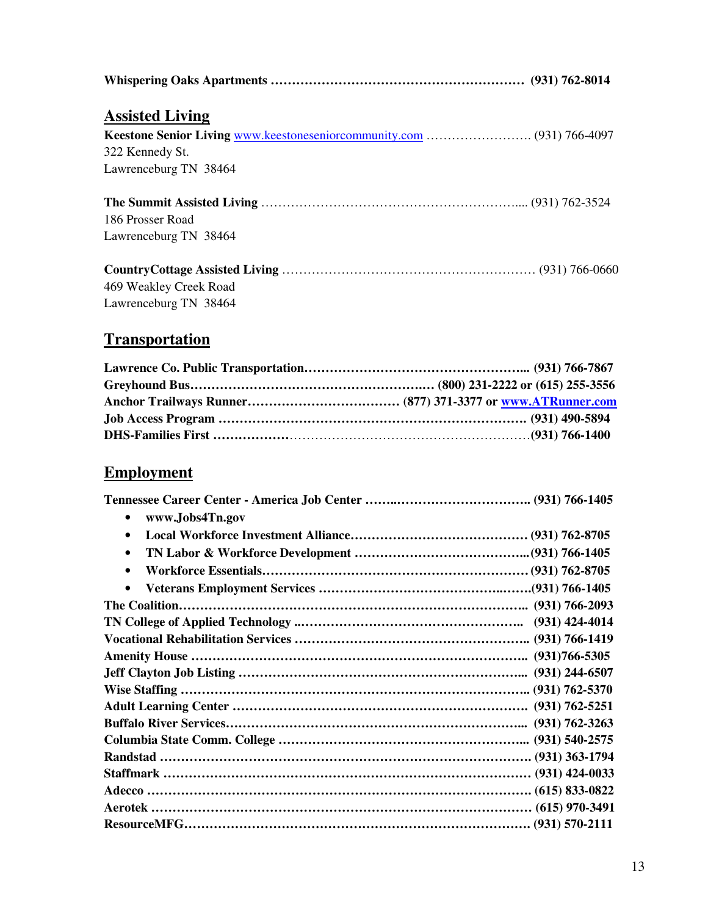**Whispering Oaks Apartments …………………………………………………… (931) 762-8014**

## Assisted Living

**Keestone Senior Living** www.keestoneseniorcommunity.com ……………………. (931) 766-4097
322 Kennedy St.
Lawrenceburg TN 38464

**The Summit Assisted Living** …………………………………………………... (931) 762-3524
186 Prosser Road
Lawrenceburg TN 38464

**CountryCottage Assisted Living** …………………………………………………… (931) 766-0660
469 Weakley Creek Road
Lawrenceburg TN 38464

## Transportation

**Lawrence Co. Public Transportation………………………………………….... (931) 766-7867**
**Greyhound Bus………………………………………………… (800) 231-2222 or (615) 255-3556**
**Anchor Trailways Runner……………………………… (877) 371-3377 or www.ATRunner.com**
**Job Access Program ………………………………………………………………. (931) 490-5894**
**DHS-Families First ………………………………………………………………(931) 766-1400**

## Employment

**Tennessee Career Center - America Job Center ……..…………………………. (931) 766-1405**

- **www.Jobs4Tn.gov**
- **Local Workforce Investment Alliance…………………………………… (931) 762-8705**
- **TN Labor & Workforce Development ………………………………....(931) 766-1405**
- **Workforce Essentials……………………………………………………… (931) 762-8705**
- **Veterans Employment Services …………………………………..…….(931) 766-1405**

**The Coalition………………………………………………………………………. (931) 766-2093**
**TN College of Applied Technology ..……………………………………………. (931) 424-4014**
**Vocational Rehabilitation Services ……………………………………………….. (931) 766-1419**
**Amenity House …………………………………………………………………. (931)766-5305**
**Jeff Clayton Job Listing …………………………………………………………... (931) 244-6507**
**Wise Staffing ………………………………………………………………………. (931) 762-5370**
**Adult Learning Center …………………………………………………………… (931) 762-5251**
**Buffalo River Services……………………………………………………………... (931) 762-3263**
**Columbia State Comm. College …………………………………………………... (931) 540-2575**
**Randstad …………………………………………………………………………. (931) 363-1794**
**Staffmark …………………………………………………………………………. (931) 424-0033**
**Adecco ……………………………………………………………………………. (615) 833-0822**
**Aerotek ……………………………………………………………………………. (615) 970-3491**
**ResourceMFG………………………………………………………………………. (931) 570-2111**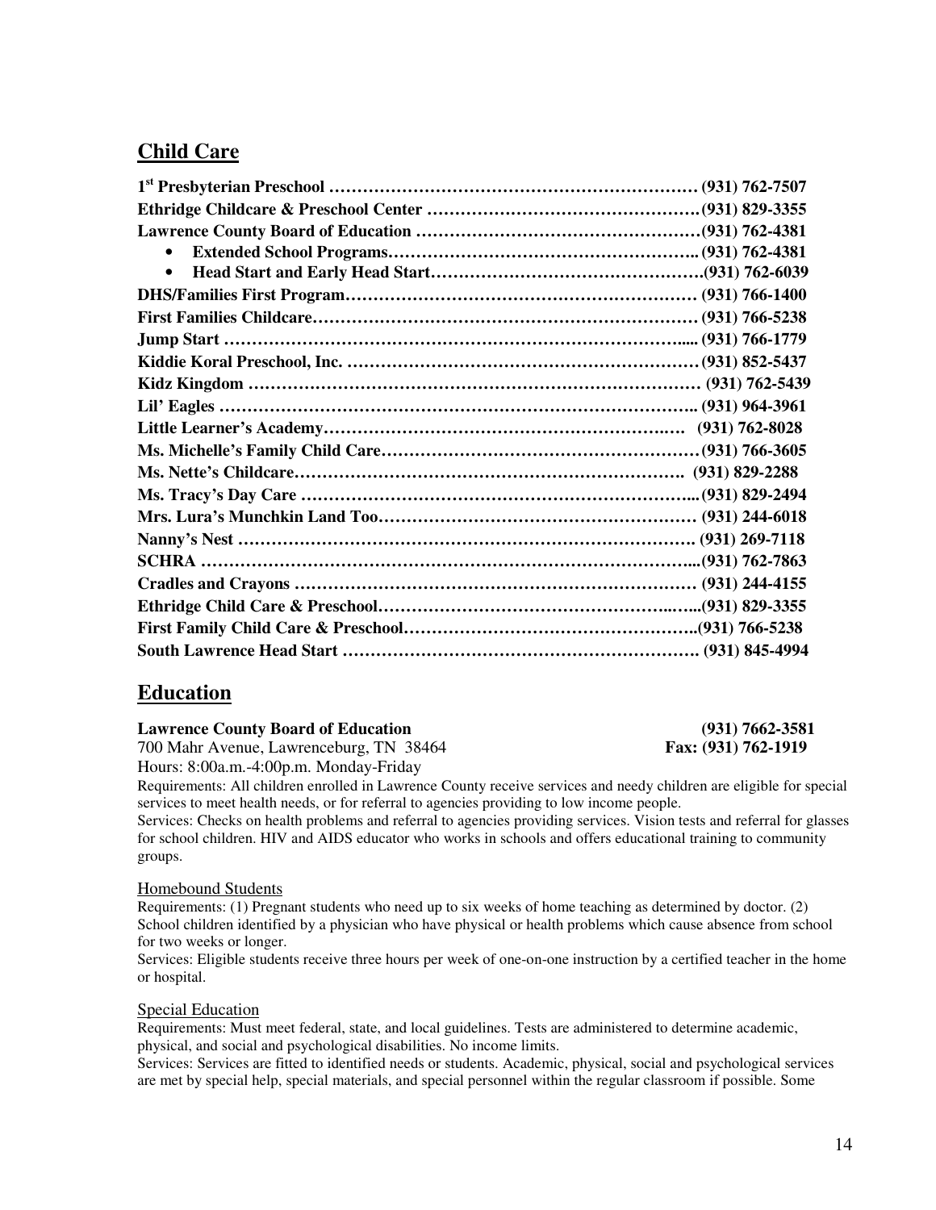## Child Care

**1st Presbyterian Preschool …………………………………………………………… (931) 762-7507**
**Ethridge Childcare & Preschool Center ………………………………………….(931) 829-3355**
**Lawrence County Board of Education ……………………………………………(931) 762-4381**

- **Extended School Programs………………………………………………….. (931) 762-4381**
- **Head Start and Early Head Start………………………………………….(931) 762-6039**

**DHS/Families First Program……………………………………………………… (931) 766-1400**
**First Families Childcare…………………………………………………………… (931) 766-5238**
**Jump Start ………………………………………………………………………..... (931) 766-1779**
**Kiddie Koral Preschool, Inc. ……………………………………………………… (931) 852-5437**
**Kidz Kingdom ……………………………………………………………………… (931) 762-5439**
**Lil' Eagles ………………………………………………………………………….. (931) 964-3961**
**Little Learner's Academy………………………………………………….…. (931) 762-8028**
**Ms. Michelle's Family Child Care………………………………………………… (931) 766-3605**
**Ms. Nette's Childcare……………………………………………………………. (931) 829-2288**
**Ms. Tracy's Day Care ……………………………………………………………... (931) 829-2494**
**Mrs. Lura's Munchkin Land Too………………………………………………… (931) 244-6018**
**Nanny's Nest ………………………………………………………………………. (931) 269-7118**
**SCHRA ……………………………………………………………………………...(931) 762-7863**
**Cradles and Crayons ……………………………………………………………… (931) 244-4155**
**Ethridge Child Care & Preschool…………………………………………...…...(931) 829-3355**
**First Family Child Care & Preschool……………………………………………..(931) 766-5238**
**South Lawrence Head Start ………………………………………………………. (931) 845-4994**

## Education

**Lawrence County Board of Education** **(931) 7662-3581**
700 Mahr Avenue, Lawrenceburg, TN 38464 **Fax: (931) 762-1919**
Hours: 8:00a.m.-4:00p.m. Monday-Friday
Requirements: All children enrolled in Lawrence County receive services and needy children are eligible for special services to meet health needs, or for referral to agencies providing to low income people.
Services: Checks on health problems and referral to agencies providing services. Vision tests and referral for glasses for school children. HIV and AIDS educator who works in schools and offers educational training to community groups.

Homebound Students
Requirements: (1) Pregnant students who need up to six weeks of home teaching as determined by doctor. (2) School children identified by a physician who have physical or health problems which cause absence from school for two weeks or longer.
Services: Eligible students receive three hours per week of one-on-one instruction by a certified teacher in the home or hospital.

Special Education
Requirements: Must meet federal, state, and local guidelines. Tests are administered to determine academic, physical, and social and psychological disabilities. No income limits.
Services: Services are fitted to identified needs or students. Academic, physical, social and psychological services are met by special help, special materials, and special personnel within the regular classroom if possible. Some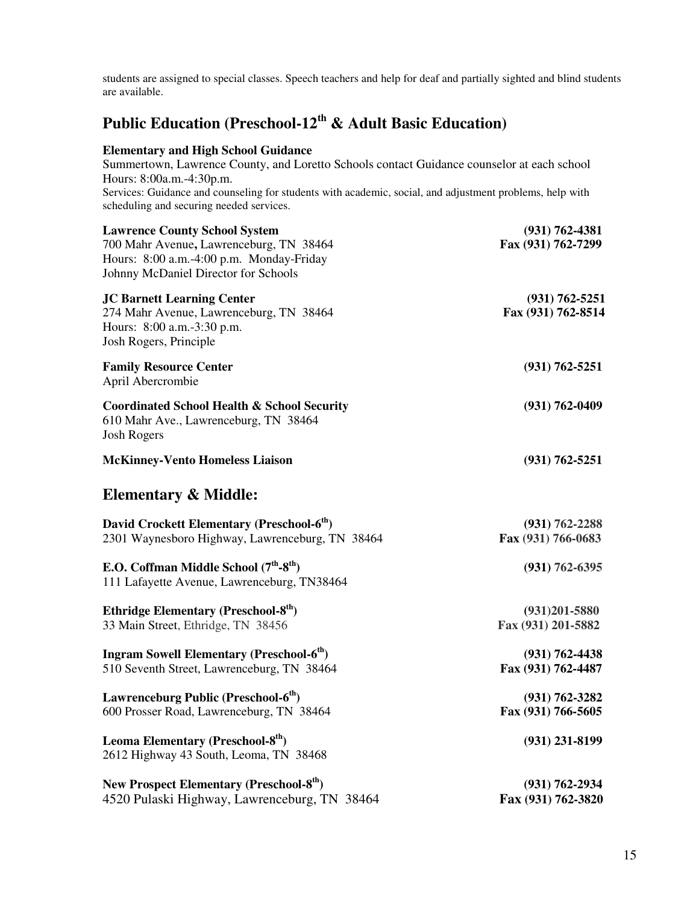students are assigned to special classes. Speech teachers and help for deaf and partially sighted and blind students are available.

## Public Education (Preschool-12th & Adult Basic Education)

**Elementary and High School Guidance**
Summertown, Lawrence County, and Loretto Schools contact Guidance counselor at each school
Hours: 8:00a.m.-4:30p.m.
Services: Guidance and counseling for students with academic, social, and adjustment problems, help with scheduling and securing needed services.

**Lawrence County School System** **(931) 762-4381**
700 Mahr Avenue**,** Lawrenceburg, TN 38464 **Fax (931) 762-7299**
Hours: 8:00 a.m.-4:00 p.m. Monday-Friday
Johnny McDaniel Director for Schools

**JC Barnett Learning Center** **(931) 762-5251**
274 Mahr Avenue, Lawrenceburg, TN 38464 **Fax (931) 762-8514**
Hours: 8:00 a.m.-3:30 p.m.
Josh Rogers, Principle

**Family Resource Center** **(931) 762-5251**
April Abercrombie

**Coordinated School Health & School Security** **(931) 762-0409**
610 Mahr Ave., Lawrenceburg, TN 38464
Josh Rogers

**McKinney-Vento Homeless Liaison** **(931) 762-5251**

## Elementary & Middle:

**David Crockett Elementary (Preschool-6th)** **(931) 762-2288**
2301 Waynesboro Highway, Lawrenceburg, TN 38464 **Fax (931) 766-0683**

**E.O. Coffman Middle School (7th-8th)** **(931) 762-6395**
111 Lafayette Avenue, Lawrenceburg, TN38464

**Ethridge Elementary (Preschool-8th)** **(931)201-5880**
33 Main Street, Ethridge, TN 38456 **Fax (931) 201-5882**

**Ingram Sowell Elementary (Preschool-6th)** **(931) 762-4438**
510 Seventh Street, Lawrenceburg, TN 38464 **Fax (931) 762-4487**

**Lawrenceburg Public (Preschool-6th)** **(931) 762-3282**
600 Prosser Road, Lawrenceburg, TN 38464 **Fax (931) 766-5605**

**Leoma Elementary (Preschool-8th)** **(931) 231-8199**
2612 Highway 43 South, Leoma, TN 38468

**New Prospect Elementary (Preschool-8th)** **(931) 762-2934**
4520 Pulaski Highway, Lawrenceburg, TN 38464 **Fax (931) 762-3820**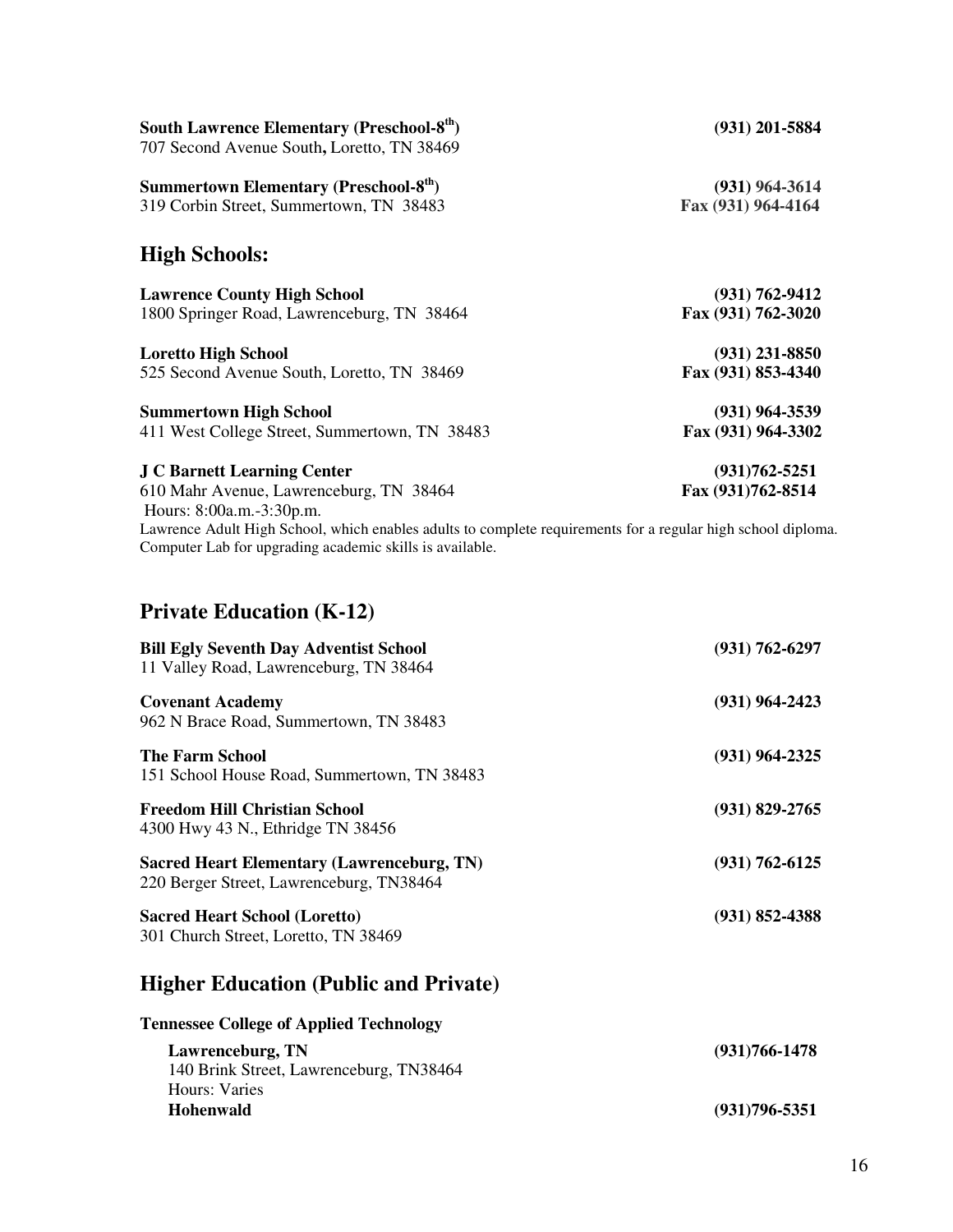**South Lawrence Elementary (Preschool-8th)** **(931) 201-5884**
707 Second Avenue South**,** Loretto, TN 38469

**Summertown Elementary (Preschool-8th)** **(931) 964-3614**
319 Corbin Street, Summertown, TN 38483 **Fax (931) 964-4164**

## High Schools:

**Lawrence County High School** **(931) 762-9412**
1800 Springer Road, Lawrenceburg, TN 38464 **Fax (931) 762-3020**

**Loretto High School** **(931) 231-8850**
525 Second Avenue South, Loretto, TN 38469 **Fax (931) 853-4340**

**Summertown High School** **(931) 964-3539**
411 West College Street, Summertown, TN 38483 **Fax (931) 964-3302**

**J C Barnett Learning Center** **(931)762-5251**
610 Mahr Avenue, Lawrenceburg, TN 38464 **Fax (931)762-8514**
Hours: 8:00a.m.-3:30p.m.
Lawrence Adult High School, which enables adults to complete requirements for a regular high school diploma. Computer Lab for upgrading academic skills is available.

## Private Education (K-12)

**Bill Egly Seventh Day Adventist School** **(931) 762-6297**
11 Valley Road, Lawrenceburg, TN 38464

**Covenant Academy** **(931) 964-2423**
962 N Brace Road, Summertown, TN 38483

**The Farm School** **(931) 964-2325**
151 School House Road, Summertown, TN 38483

**Freedom Hill Christian School** **(931) 829-2765**
4300 Hwy 43 N., Ethridge TN 38456

**Sacred Heart Elementary (Lawrenceburg, TN)** **(931) 762-6125**
220 Berger Street, Lawrenceburg, TN38464

**Sacred Heart School (Loretto)** **(931) 852-4388**
301 Church Street, Loretto, TN 38469

## Higher Education (Public and Private)

**Tennessee College of Applied Technology**

**Lawrenceburg, TN** **(931)766-1478**
140 Brink Street, Lawrenceburg, TN38464
Hours: Varies

**Hohenwald** **(931)796-5351**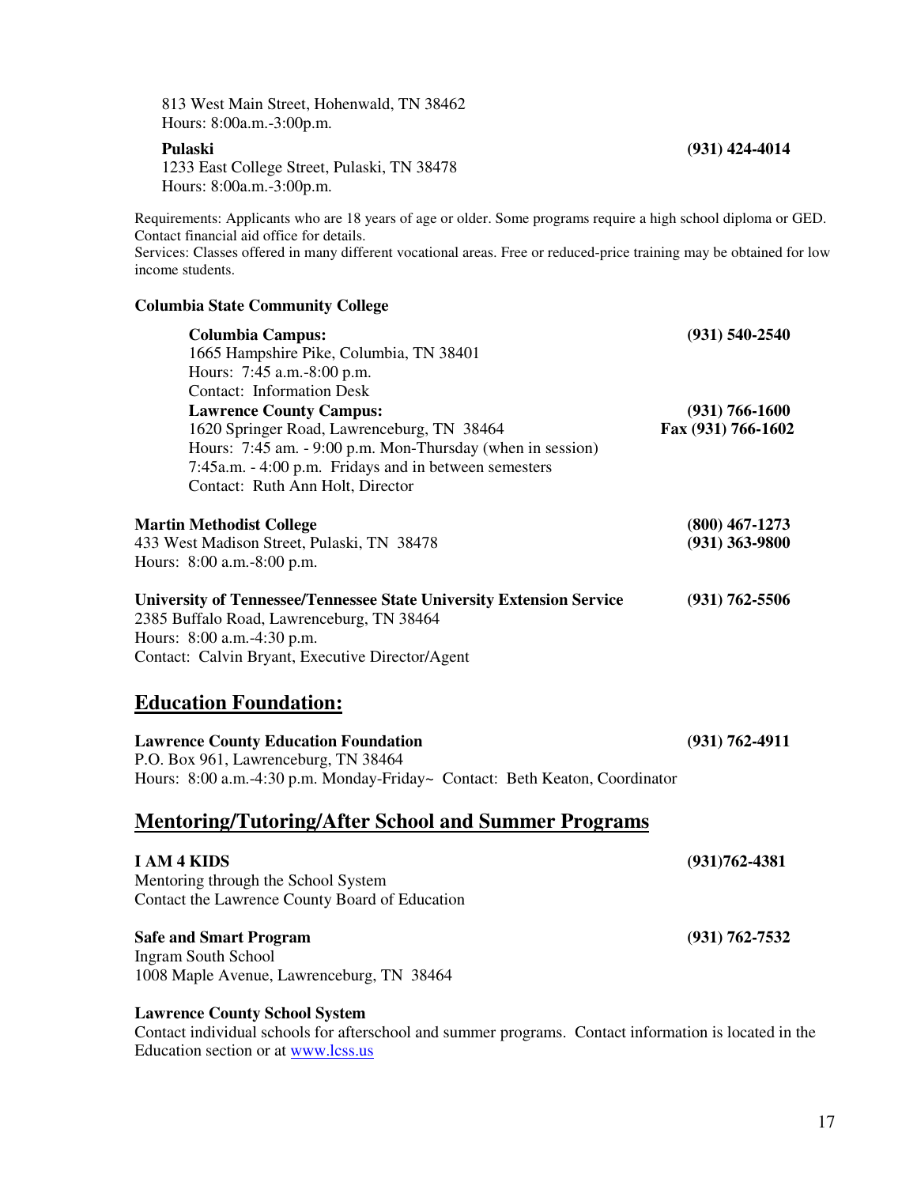813 West Main Street, Hohenwald, TN 38462
Hours: 8:00a.m.-3:00p.m.

**Pulaski** **(931) 424-4014**
1233 East College Street, Pulaski, TN 38478
Hours: 8:00a.m.-3:00p.m.

Requirements: Applicants who are 18 years of age or older. Some programs require a high school diploma or GED. Contact financial aid office for details.
Services: Classes offered in many different vocational areas. Free or reduced-price training may be obtained for low income students.

**Columbia State Community College**

**Columbia Campus:** **(931) 540-2540**
1665 Hampshire Pike, Columbia, TN 38401
Hours: 7:45 a.m.-8:00 p.m.
Contact: Information Desk

**Lawrence County Campus:** **(931) 766-1600**
**Fax (931) 766-1602**
1620 Springer Road, Lawrenceburg, TN 38464
Hours: 7:45 am. - 9:00 p.m. Mon-Thursday (when in session)
7:45a.m. - 4:00 p.m. Fridays and in between semesters
Contact: Ruth Ann Holt, Director

**Martin Methodist College** **(800) 467-1273**
**(931) 363-9800**
433 West Madison Street, Pulaski, TN 38478
Hours: 8:00 a.m.-8:00 p.m.

**University of Tennessee/Tennessee State University Extension Service** **(931) 762-5506**
2385 Buffalo Road, Lawrenceburg, TN 38464
Hours: 8:00 a.m.-4:30 p.m.
Contact: Calvin Bryant, Executive Director/Agent

## Education Foundation:

**Lawrence County Education Foundation** **(931) 762-4911**
P.O. Box 961, Lawrenceburg, TN 38464
Hours: 8:00 a.m.-4:30 p.m. Monday-Friday~ Contact: Beth Keaton, Coordinator

## Mentoring/Tutoring/After School and Summer Programs

**I AM 4 KIDS** **(931)762-4381**
Mentoring through the School System
Contact the Lawrence County Board of Education

**Safe and Smart Program** **(931) 762-7532**
Ingram South School
1008 Maple Avenue, Lawrenceburg, TN 38464

**Lawrence County School System**
Contact individual schools for afterschool and summer programs. Contact information is located in the Education section or at www.lcss.us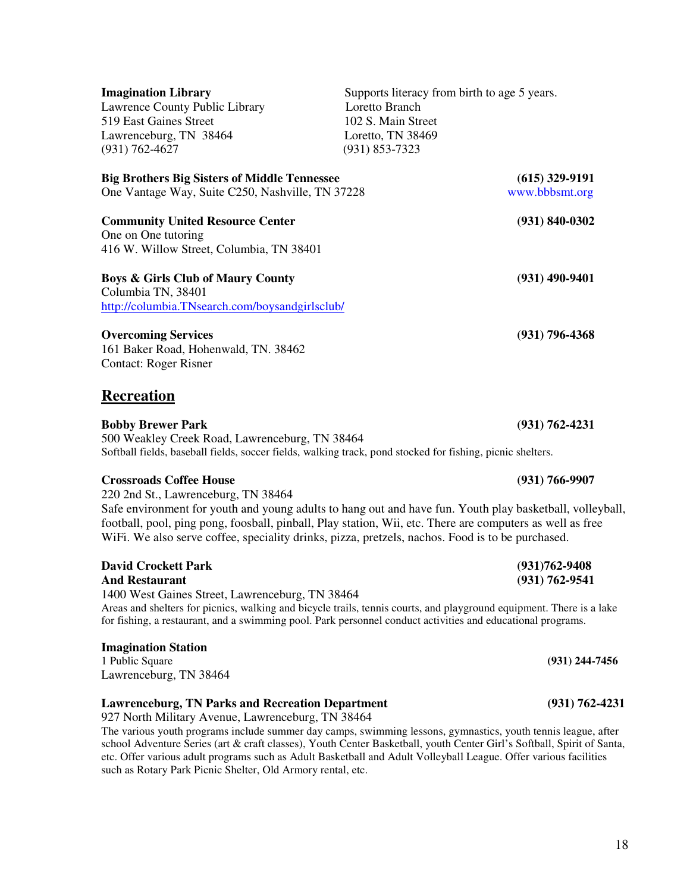**Imagination Library**
Lawrence County Public Library
519 East Gaines Street
Lawrenceburg, TN 38464
(931) 762-4627

Supports literacy from birth to age 5 years.
Loretto Branch
102 S. Main Street
Loretto, TN 38469
(931) 853-7323

**Big Brothers Big Sisters of Middle Tennessee** **(615) 329-9191**
One Vantage Way, Suite C250, Nashville, TN 37228 www.bbbsmt.org

**Community United Resource Center** **(931) 840-0302**
One on One tutoring
416 W. Willow Street, Columbia, TN 38401

**Boys & Girls Club of Maury County** **(931) 490-9401**
Columbia TN, 38401
http://columbia.TNsearch.com/boysandgirlsclub/

**Overcoming Services** **(931) 796-4368**
161 Baker Road, Hohenwald, TN. 38462
Contact: Roger Risner

## Recreation

**Bobby Brewer Park** **(931) 762-4231**
500 Weakley Creek Road, Lawrenceburg, TN 38464
Softball fields, baseball fields, soccer fields, walking track, pond stocked for fishing, picnic shelters.

**Crossroads Coffee House** **(931) 766-9907**
220 2nd St., Lawrenceburg, TN 38464
Safe environment for youth and young adults to hang out and have fun. Youth play basketball, volleyball, football, pool, ping pong, foosball, pinball, Play station, Wii, etc. There are computers as well as free WiFi. We also serve coffee, speciality drinks, pizza, pretzels, nachos. Food is to be purchased.

**David Crockett Park** **(931)762-9408**
**And Restaurant** **(931) 762-9541**
1400 West Gaines Street, Lawrenceburg, TN 38464
Areas and shelters for picnics, walking and bicycle trails, tennis courts, and playground equipment. There is a lake for fishing, a restaurant, and a swimming pool. Park personnel conduct activities and educational programs.

**Imagination Station**
1 Public Square **(931) 244-7456**
Lawrenceburg, TN 38464

**Lawrenceburg, TN Parks and Recreation Department** **(931) 762-4231**
927 North Military Avenue, Lawrenceburg, TN 38464
The various youth programs include summer day camps, swimming lessons, gymnastics, youth tennis league, after school Adventure Series (art & craft classes), Youth Center Basketball, youth Center Girl's Softball, Spirit of Santa, etc. Offer various adult programs such as Adult Basketball and Adult Volleyball League. Offer various facilities such as Rotary Park Picnic Shelter, Old Armory rental, etc.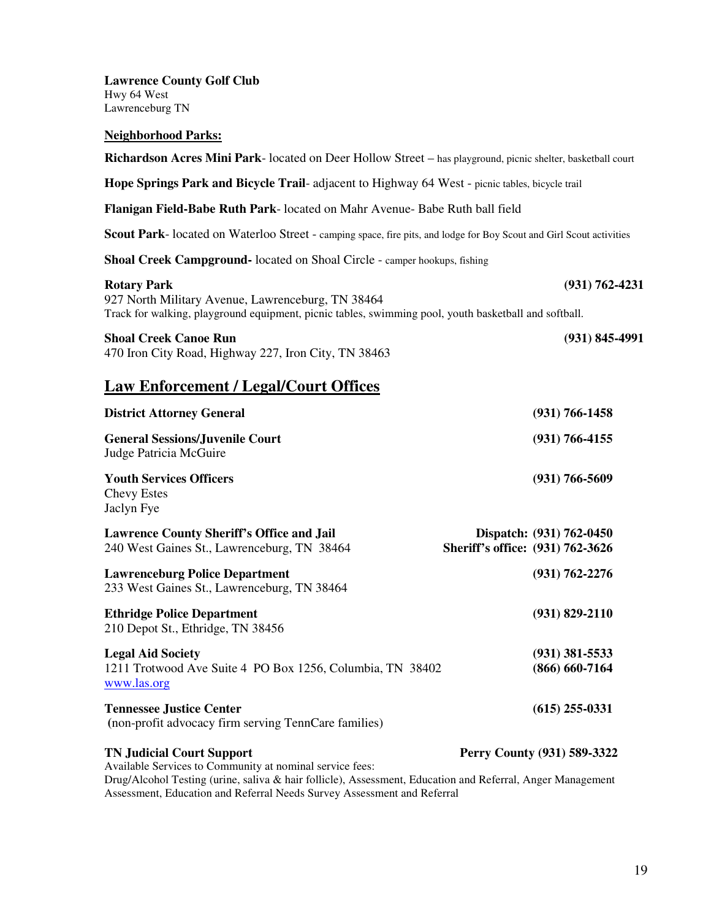**Lawrence County Golf Club**
Hwy 64 West
Lawrenceburg TN

**Neighborhood Parks:**

**Richardson Acres Mini Park**- located on Deer Hollow Street – has playground, picnic shelter, basketball court

**Hope Springs Park and Bicycle Trail**- adjacent to Highway 64 West - picnic tables, bicycle trail

**Flanigan Field-Babe Ruth Park**- located on Mahr Avenue- Babe Ruth ball field

**Scout Park**- located on Waterloo Street - camping space, fire pits, and lodge for Boy Scout and Girl Scout activities

**Shoal Creek Campground-** located on Shoal Circle - camper hookups, fishing

**Rotary Park** **(931) 762-4231**
927 North Military Avenue, Lawrenceburg, TN 38464
Track for walking, playground equipment, picnic tables, swimming pool, youth basketball and softball.

**Shoal Creek Canoe Run** **(931) 845-4991**
470 Iron City Road, Highway 227, Iron City, TN 38463

## Law Enforcement / Legal/Court Offices

**District Attorney General** **(931) 766-1458**

**General Sessions/Juvenile Court** **(931) 766-4155**
Judge Patricia McGuire

**Youth Services Officers** **(931) 766-5609**
Chevy Estes
Jaclyn Fye

**Lawrence County Sheriff's Office and Jail** **Dispatch: (931) 762-0450**
240 West Gaines St., Lawrenceburg, TN 38464 **Sheriff's office: (931) 762-3626**

**Lawrenceburg Police Department** **(931) 762-2276**
233 West Gaines St., Lawrenceburg, TN 38464

**Ethridge Police Department** **(931) 829-2110**
210 Depot St., Ethridge, TN 38456

**Legal Aid Society** **(931) 381-5533**
1211 Trotwood Ave Suite 4 PO Box 1256, Columbia, TN 38402 **(866) 660-7164**
www.las.org

**Tennessee Justice Center** **(615) 255-0331**
(non-profit advocacy firm serving TennCare families)

**TN Judicial Court Support** **Perry County (931) 589-3322**
Available Services to Community at nominal service fees:
Drug/Alcohol Testing (urine, saliva & hair follicle), Assessment, Education and Referral, Anger Management Assessment, Education and Referral Needs Survey Assessment and Referral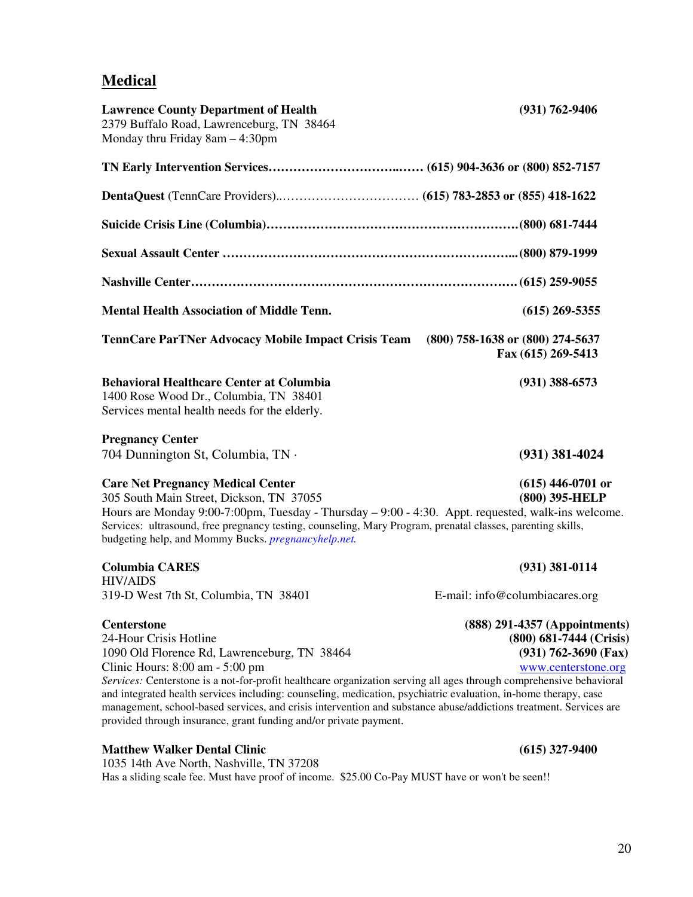## Medical

**Lawrence County Department of Health** **(931) 762-9406**
2379 Buffalo Road, Lawrenceburg, TN 38464
Monday thru Friday 8am – 4:30pm

**TN Early Intervention Services……………………………..…… (615) 904-3636 or (800) 852-7157**

**DentaQuest** (TennCare Providers)..…………………………… **(615) 783-2853 or (855) 418-1622**

**Suicide Crisis Line (Columbia)……………………………………………………(800) 681-7444**

**Sexual Assault Center ……………………………………………………………...(800) 879-1999**

**Nashville Center……………………………………………………………………. (615) 259-9055**

**Mental Health Association of Middle Tenn.** **(615) 269-5355**

**TennCare ParTNer Advocacy Mobile Impact Crisis Team** **(800) 758-1638 or (800) 274-5637**
**Fax (615) 269-5413**

**Behavioral Healthcare Center at Columbia** **(931) 388-6573**
1400 Rose Wood Dr., Columbia, TN 38401
Services mental health needs for the elderly.

**Pregnancy Center**
704 Dunnington St, Columbia, TN · **(931) 381-4024**

**Care Net Pregnancy Medical Center** **(615) 446-0701 or**
305 South Main Street, Dickson, TN 37055 **(800) 395-HELP**
Hours are Monday 9:00-7:00pm, Tuesday - Thursday – 9:00 - 4:30. Appt. requested, walk-ins welcome.
Services: ultrasound, free pregnancy testing, counseling, Mary Program, prenatal classes, parenting skills, budgeting help, and Mommy Bucks. *pregnancyhelp.net.*

**Columbia CARES** **(931) 381-0114**
HIV/AIDS
319-D West 7th St, Columbia, TN 38401 E-mail: info@columbiacares.org

**Centerstone** **(888) 291-4357 (Appointments)**
24-Hour Crisis Hotline **(800) 681-7444 (Crisis)**
1090 Old Florence Rd, Lawrenceburg, TN 38464 **(931) 762-3690 (Fax)**
Clinic Hours: 8:00 am - 5:00 pm www.centerstone.org
*Services:* Centerstone is a not-for-profit healthcare organization serving all ages through comprehensive behavioral and integrated health services including: counseling, medication, psychiatric evaluation, in-home therapy, case management, school-based services, and crisis intervention and substance abuse/addictions treatment. Services are provided through insurance, grant funding and/or private payment.

**Matthew Walker Dental Clinic** **(615) 327-9400**
1035 14th Ave North, Nashville, TN 37208
Has a sliding scale fee. Must have proof of income. $25.00 Co-Pay MUST have or won't be seen!!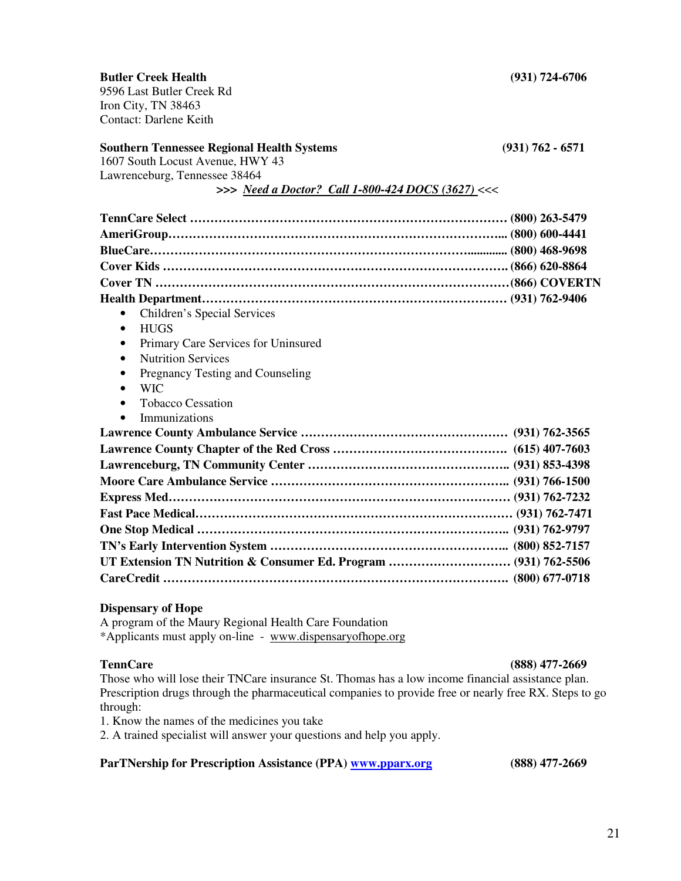**Butler Creek Health** (931) 724-6706
9596 Last Butler Creek Rd
Iron City, TN 38463
Contact: Darlene Keith

**Southern Tennessee Regional Health Systems** (931) 762 - 6571
1607 South Locust Avenue, HWY 43
Lawrenceburg, Tennessee 38464

**>>>** ***Need a Doctor? Call 1-800-424 DOCS (3627)*** **<<<**

**TennCare Select …………………………………………………………………… (800) 263-5479**
**AmeriGroup………………………………………………………………………... (800) 600-4441**
**BlueCare………………………………………………………………............. (800) 468-9698**
**Cover Kids ………………………………………………………………………. (866) 620-8864**
**Cover TN …………………………………………………………………………(866) COVERTN**
**Health Department………………………………………………………………… (931) 762-9406**

- Children's Special Services
- HUGS
- Primary Care Services for Uninsured
- Nutrition Services
- Pregnancy Testing and Counseling
- WIC
- Tobacco Cessation
- Immunizations

**Lawrence County Ambulance Service …………………………………………… (931) 762-3565**
**Lawrence County Chapter of the Red Cross …………………………………… (615) 407-7603**
**Lawrenceburg, TN Community Center ………………………………………….. (931) 853-4398**
**Moore Care Ambulance Service …………………………………………………. (931) 766-1500**
**Express Med………………………………………………………………………… (931) 762-7232**
**Fast Pace Medical………………………………………………………………… (931) 762-7471**
**One Stop Medical ………………………………………………………………... (931) 762-9797**
**TN's Early Intervention System …………………………………………………... (800) 852-7157**
**UT Extension TN Nutrition & Consumer Ed. Program ………………………… (931) 762-5506**
**CareCredit ………………………………………………………………………… (800) 677-0718**

**Dispensary of Hope**
A program of the Maury Regional Health Care Foundation
*Applicants must apply on-line - www.dispensaryofhope.org

**TennCare** **(888) 477-2669**
Those who will lose their TNCare insurance St. Thomas has a low income financial assistance plan. Prescription drugs through the pharmaceutical companies to provide free or nearly free RX. Steps to go through:

1. Know the names of the medicines you take
2. A trained specialist will answer your questions and help you apply.

**ParTNership for Prescription Assistance (PPA) www.pparx.org** **(888) 477-2669**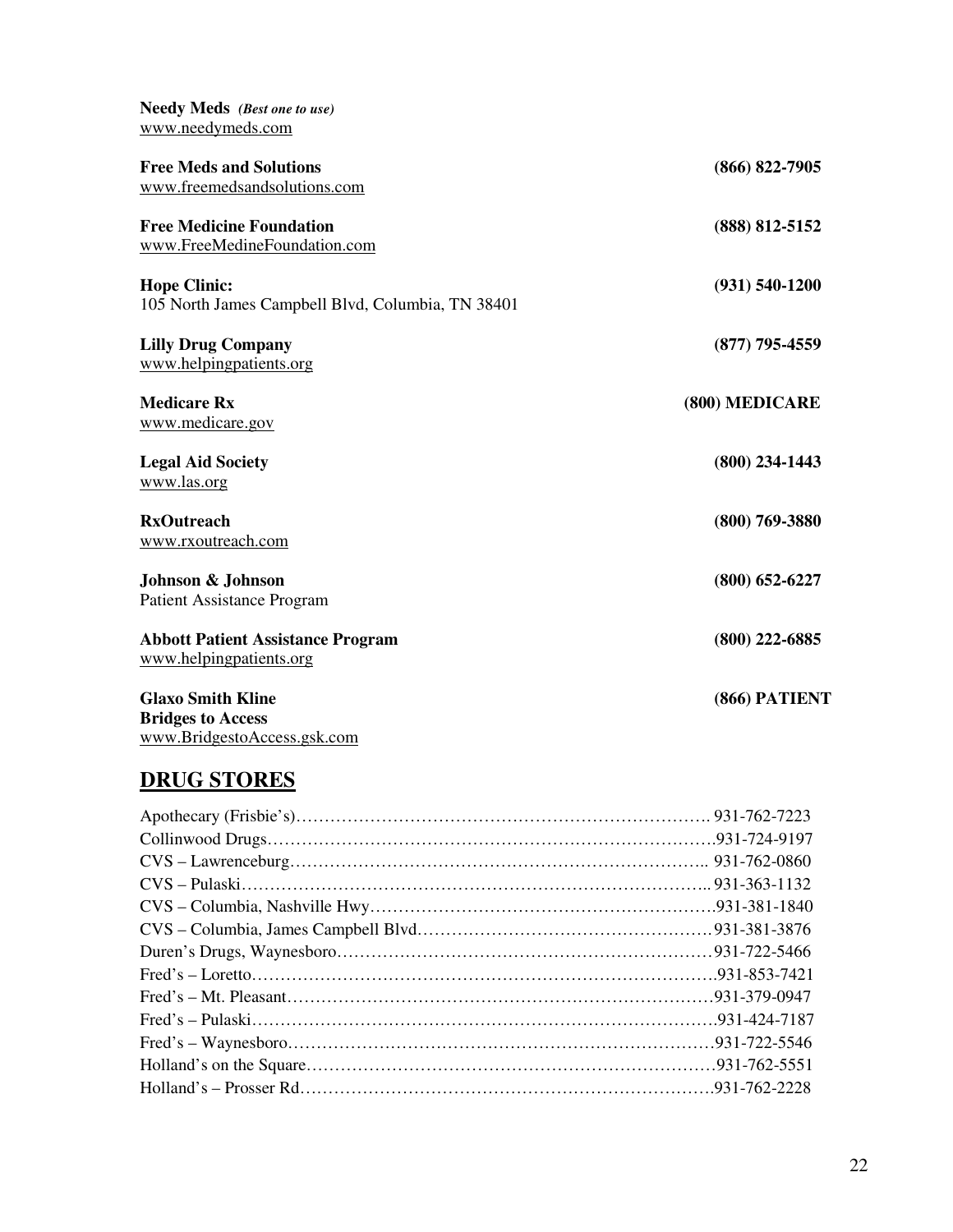**Needy Meds** ***(Best one to use)***
www.needymeds.com

**Free Meds and Solutions** **(866) 822-7905**
www.freemedsandsolutions.com

**Free Medicine Foundation** **(888) 812-5152**
www.FreeMedineFoundation.com

**Hope Clinic:** **(931) 540-1200**
105 North James Campbell Blvd, Columbia, TN 38401

**Lilly Drug Company** **(877) 795-4559**
www.helpingpatients.org

**Medicare Rx** **(800) MEDICARE**
www.medicare.gov

**Legal Aid Society** **(800) 234-1443**
www.las.org

**RxOutreach** **(800) 769-3880**
www.rxoutreach.com

**Johnson & Johnson** **(800) 652-6227**
Patient Assistance Program

**Abbott Patient Assistance Program** **(800) 222-6885**
www.helpingpatients.org

**Glaxo Smith Kline** **(866) PATIENT**
**Bridges to Access**
www.BridgestoAccess.gsk.com

## DRUG STORES

Apothecary (Frisbie's)………………………………………………………………. 931-762-7223
Collinwood Drugs……………………………………………………………………931-724-9197
CVS – Lawrenceburg……………………………………………………………….. 931-762-0860
CVS – Pulaski……………………………………………………………………... 931-363-1132
CVS – Columbia, Nashville Hwy……………………………………………………931-381-1840
CVS – Columbia, James Campbell Blvd……………………………………………931-381-3876
Duren's Drugs, Waynesboro…………………………………………………………931-722-5466
Fred's – Loretto…………………………………………………………………….931-853-7421
Fred's – Mt. Pleasant………………………………………………………………931-379-0947
Fred's – Pulaski…………………………………………………………………….931-424-7187
Fred's – Waynesboro………………………………………………………………931-722-5546
Holland's on the Square……………………………………………………………931-762-5551
Holland's – Prosser Rd…………………………………………………………….931-762-2228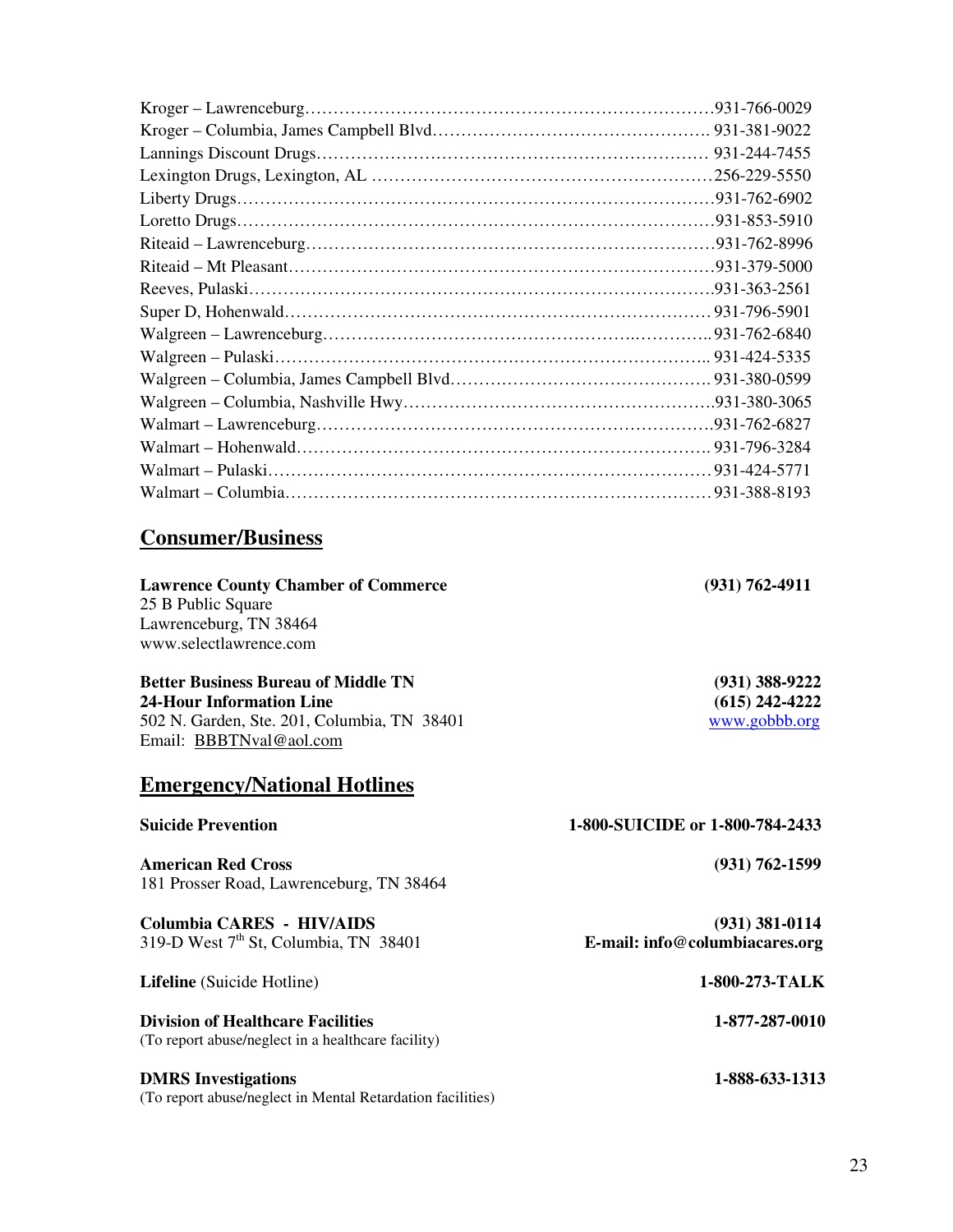Kroger – Lawrenceburg……………………………………………………………….931-766-0029
Kroger – Columbia, James Campbell Blvd………………………………………….. 931-381-9022
Lannings Discount Drugs…………………………………………………………… 931-244-7455
Lexington Drugs, Lexington, AL ……………………………………………………256-229-5550
Liberty Drugs…………………………………………………………………………931-762-6902
Loretto Drugs…………………………………………………………………………931-853-5910
Riteaid – Lawrenceburg………………………………………………………………931-762-8996
Riteaid – Mt Pleasant…………………………………………………………………931-379-5000
Reeves, Pulaski……………………………………………………………………….931-363-2561
Super D, Hohenwald………………………………………………………………… 931-796-5901
Walgreen – Lawrenceburg…………………………………………..………….. 931-762-6840
Walgreen – Pulaski………………………………………………………………….. 931-424-5335
Walgreen – Columbia, James Campbell Blvd……………………………………… 931-380-0599
Walgreen – Columbia, Nashville Hwy……………………………………………….931-380-3065
Walmart – Lawrenceburg…………………………………………………………….931-762-6827
Walmart – Hohenwald………………………………………………………………. 931-796-3284
Walmart – Pulaski…………………………………………………………………… 931-424-5771
Walmart – Columbia………………………………………………………………… 931-388-8193

## Consumer/Business

**Lawrence County Chamber of Commerce** **(931) 762-4911**
25 B Public Square
Lawrenceburg, TN 38464
www.selectlawrence.com

**Better Business Bureau of Middle TN** **(931) 388-9222**
**24-Hour Information Line** **(615) 242-4222**
502 N. Garden, Ste. 201, Columbia, TN 38401 www.gobbb.org
Email: BBBTNval@aol.com

## Emergency/National Hotlines

**Suicide Prevention** **1-800-SUICIDE or 1-800-784-2433**

**American Red Cross** **(931) 762-1599**
181 Prosser Road, Lawrenceburg, TN 38464

**Columbia CARES - HIV/AIDS** **(931) 381-0114**
319-D West 7th St, Columbia, TN 38401 **E-mail: info@columbiacares.org**

**Lifeline** (Suicide Hotline) **1-800-273-TALK**

**Division of Healthcare Facilities** **1-877-287-0010**
(To report abuse/neglect in a healthcare facility)

**DMRS Investigations** **1-888-633-1313**
(To report abuse/neglect in Mental Retardation facilities)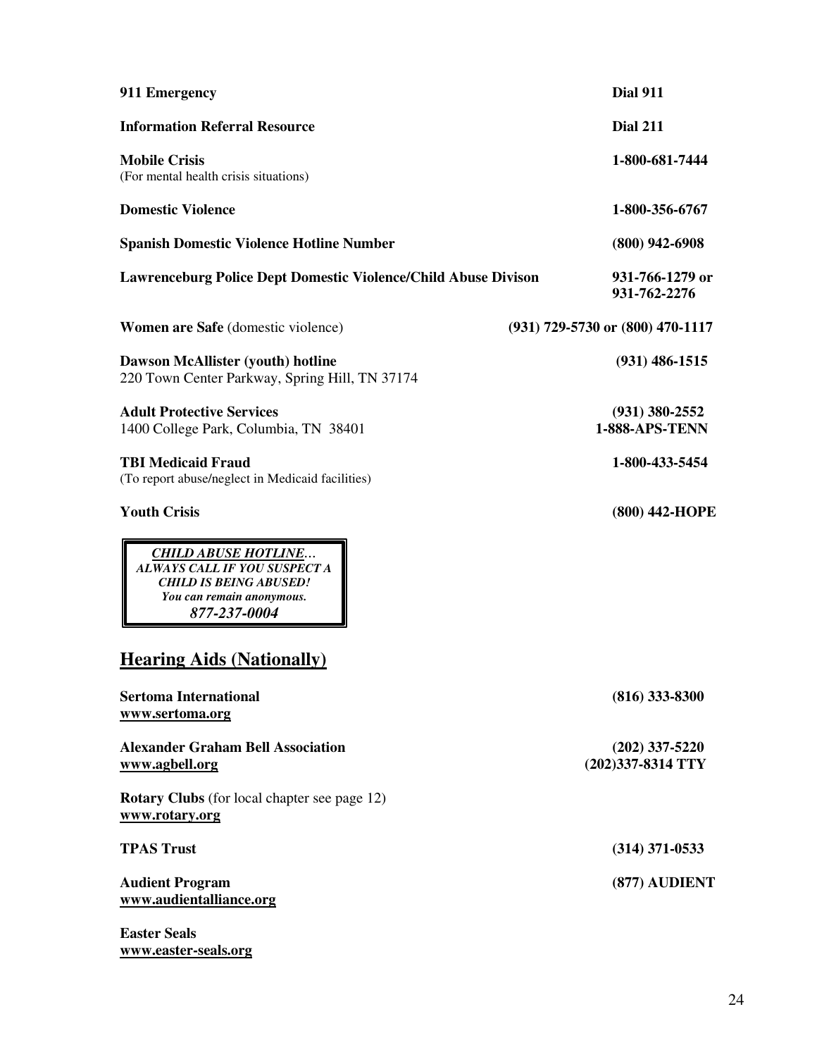**911 Emergency** **Dial 911**

**Information Referral Resource** **Dial 211**

**Mobile Crisis** **1-800-681-7444**
(For mental health crisis situations)

**Domestic Violence** **1-800-356-6767**

**Spanish Domestic Violence Hotline Number** **(800) 942-6908**

**Lawrenceburg Police Dept Domestic Violence/Child Abuse Divison** **931-766-1279 or 931-762-2276**

**Women are Safe** (domestic violence) **(931) 729-5730 or (800) 470-1117**

**Dawson McAllister (youth) hotline** **(931) 486-1515**
220 Town Center Parkway, Spring Hill, TN 37174

**Adult Protective Services** **(931) 380-2552**
1400 College Park, Columbia, TN 38401 **1-888-APS-TENN**

**TBI Medicaid Fraud** **1-800-433-5454**
(To report abuse/neglect in Medicaid facilities)

**Youth Crisis** **(800) 442-HOPE**

> ***CHILD ABUSE HOTLINE…***
> ***ALWAYS CALL IF YOU SUSPECT A CHILD IS BEING ABUSED!***
> ***You can remain anonymous.***
> ***877-237-0004***

## Hearing Aids (Nationally)

**Sertoma International** **(816) 333-8300**
**www.sertoma.org**

**Alexander Graham Bell Association** **(202) 337-5220**
**www.agbell.org** **(202)337-8314 TTY**

**Rotary Clubs** (for local chapter see page 12)
**www.rotary.org**

**TPAS Trust** **(314) 371-0533**

**Audient Program** **(877) AUDIENT**
**www.audientalliance.org**

**Easter Seals**
**www.easter-seals.org**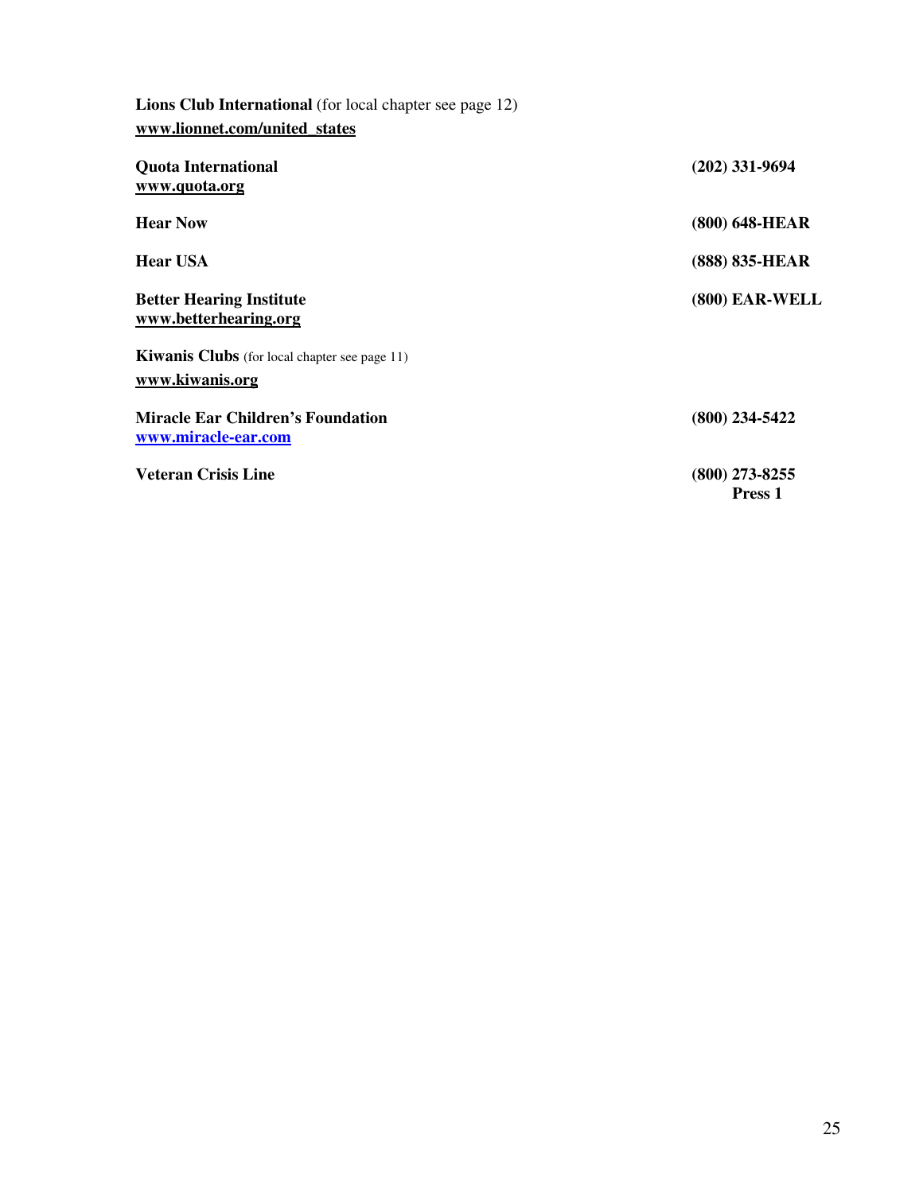**Lions Club International** (for local chapter see page 12)
**www.lionnet.com/united_states**

**Quota International** **(202) 331-9694**
**www.quota.org**

**Hear Now** **(800) 648-HEAR**

**Hear USA** **(888) 835-HEAR**

**Better Hearing Institute** **(800) EAR-WELL**
**www.betterhearing.org**

**Kiwanis Clubs** (for local chapter see page 11)
**www.kiwanis.org**

**Miracle Ear Children's Foundation** **(800) 234-5422**
**www.miracle-ear.com**

**Veteran Crisis Line** **(800) 273-8255**
**Press 1**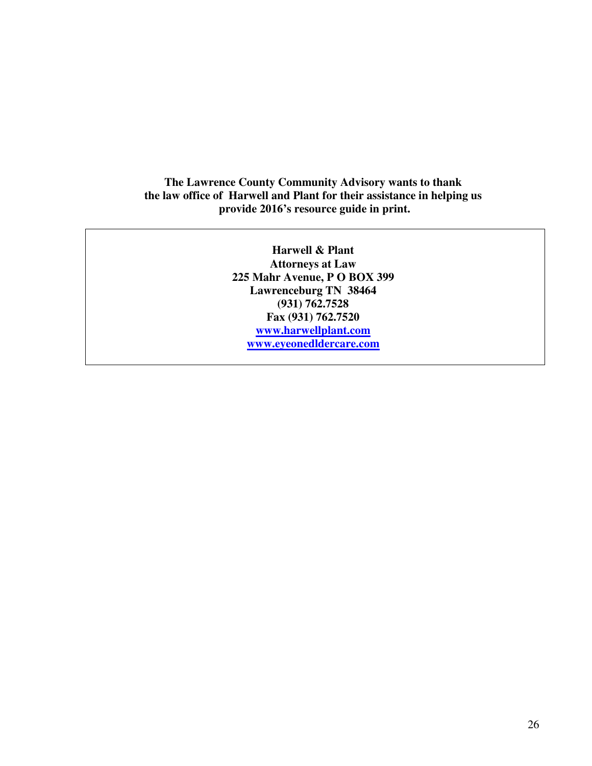**The Lawrence County Community Advisory wants to thank the law office of Harwell and Plant for their assistance in helping us provide 2016's resource guide in print.**

**Harwell & Plant**
**Attorneys at Law**
**225 Mahr Avenue, P O BOX 399**
**Lawrenceburg TN 38464**
**(931) 762.7528**
**Fax (931) 762.7520**
**www.harwellplant.com**
**www.eyeonedldercare.com**